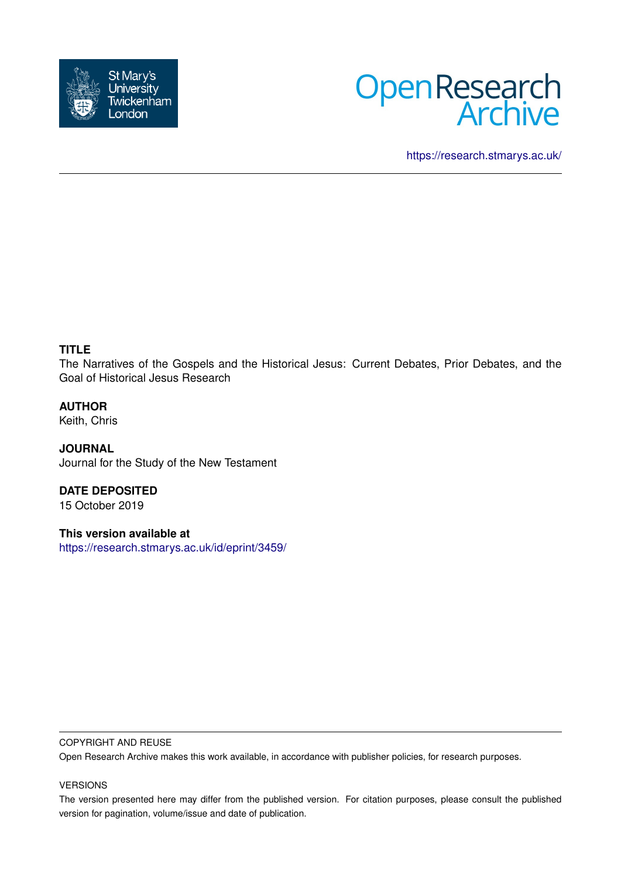St Mary's University Twickenham London

Open Research Archive

https://research.stmarys.ac.uk/

**TITLE**

The Narratives of the Gospels and the Historical Jesus: Current Debates, Prior Debates, and the Goal of Historical Jesus Research

**AUTHOR**

Keith, Chris

**JOURNAL**

Journal for the Study of the New Testament

**DATE DEPOSITED**

15 October 2019

**This version available at**

https://research.stmarys.ac.uk/id/eprint/3459/

COPYRIGHT AND REUSE

Open Research Archive makes this work available, in accordance with publisher policies, for research purposes.

VERSIONS

The version presented here may differ from the published version. For citation purposes, please consult the published version for pagination, volume/issue and date of publication.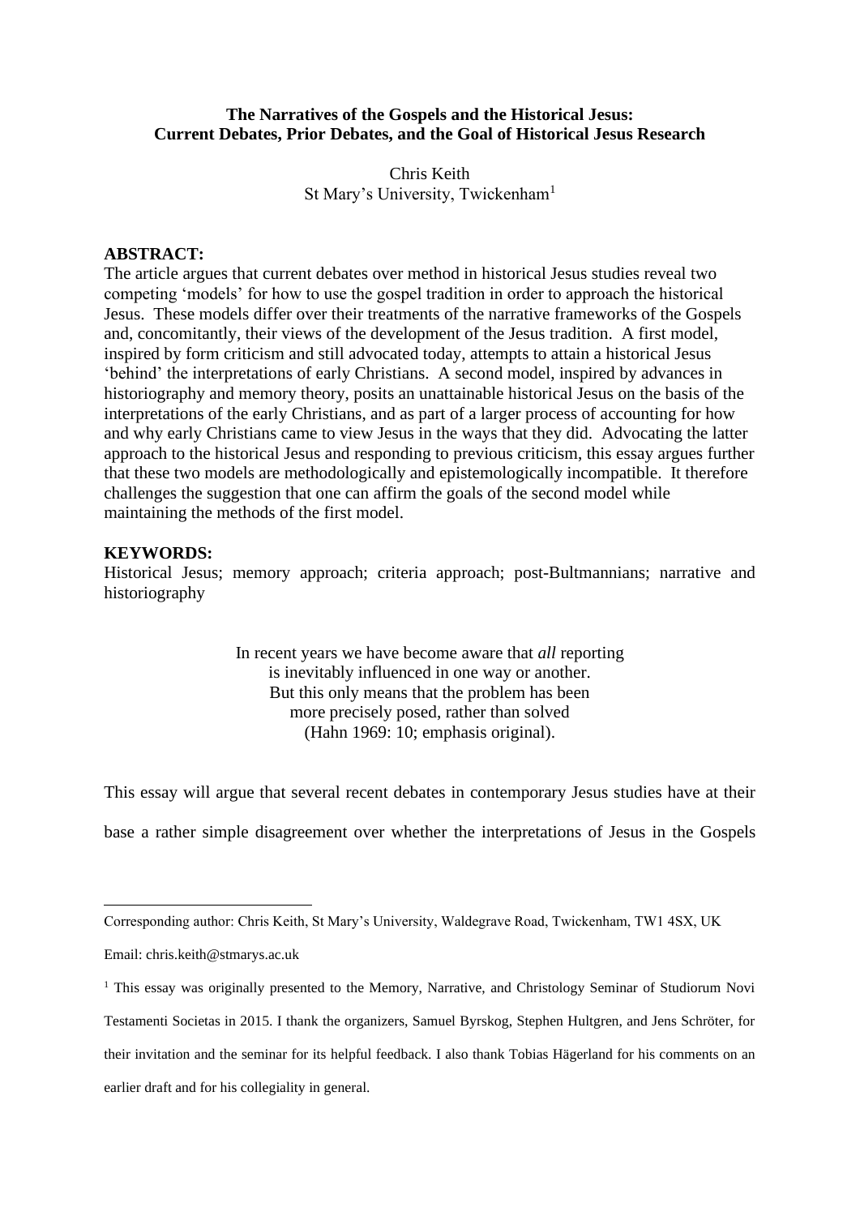**The Narratives of the Gospels and the Historical Jesus: Current Debates, Prior Debates, and the Goal of Historical Jesus Research**

Chris Keith
St Mary's University, Twickenham[1]

**ABSTRACT:**
The article argues that current debates over method in historical Jesus studies reveal two competing 'models' for how to use the gospel tradition in order to approach the historical Jesus. These models differ over their treatments of the narrative frameworks of the Gospels and, concomitantly, their views of the development of the Jesus tradition. A first model, inspired by form criticism and still advocated today, attempts to attain a historical Jesus 'behind' the interpretations of early Christians. A second model, inspired by advances in historiography and memory theory, posits an unattainable historical Jesus on the basis of the interpretations of the early Christians, and as part of a larger process of accounting for how and why early Christians came to view Jesus in the ways that they did. Advocating the latter approach to the historical Jesus and responding to previous criticism, this essay argues further that these two models are methodologically and epistemologically incompatible. It therefore challenges the suggestion that one can affirm the goals of the second model while maintaining the methods of the first model.

**KEYWORDS:**
Historical Jesus; memory approach; criteria approach; post-Bultmannians; narrative and historiography

> In recent years we have become aware that *all* reporting
> is inevitably influenced in one way or another.
> But this only means that the problem has been
> more precisely posed, rather than solved
> (Hahn 1969: 10; emphasis original).

This essay will argue that several recent debates in contemporary Jesus studies have at their base a rather simple disagreement over whether the interpretations of Jesus in the Gospels

---

Corresponding author: Chris Keith, St Mary's University, Waldegrave Road, Twickenham, TW1 4SX, UK

Email: chris.keith@stmarys.ac.uk

[1] This essay was originally presented to the Memory, Narrative, and Christology Seminar of Studiorum Novi Testamenti Societas in 2015. I thank the organizers, Samuel Byrskog, Stephen Hultgren, and Jens Schröter, for their invitation and the seminar for its helpful feedback. I also thank Tobias Hägerland for his comments on an earlier draft and for his collegiality in general.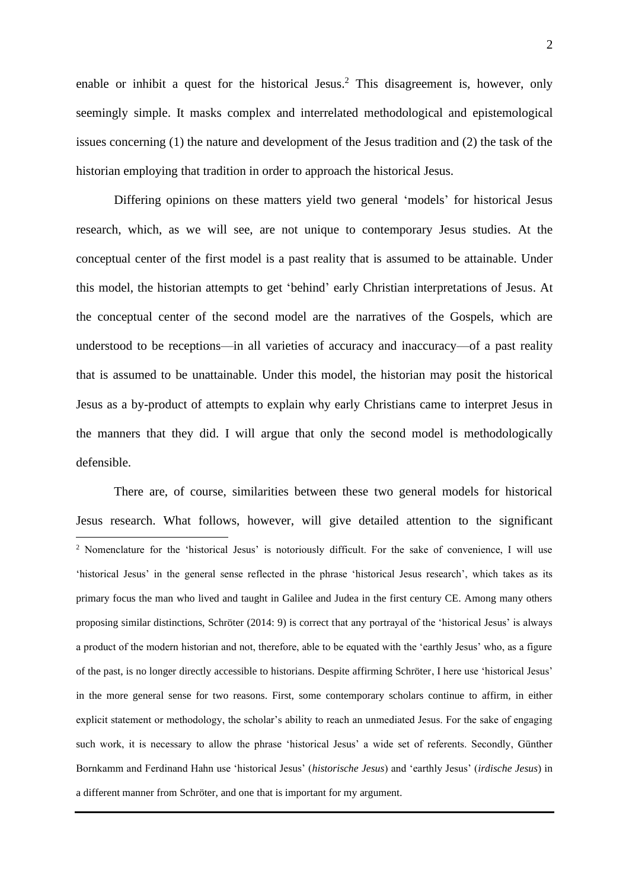enable or inhibit a quest for the historical Jesus.[2] This disagreement is, however, only seemingly simple. It masks complex and interrelated methodological and epistemological issues concerning (1) the nature and development of the Jesus tradition and (2) the task of the historian employing that tradition in order to approach the historical Jesus.

Differing opinions on these matters yield two general 'models' for historical Jesus research, which, as we will see, are not unique to contemporary Jesus studies. At the conceptual center of the first model is a past reality that is assumed to be attainable. Under this model, the historian attempts to get 'behind' early Christian interpretations of Jesus. At the conceptual center of the second model are the narratives of the Gospels, which are understood to be receptions—in all varieties of accuracy and inaccuracy—of a past reality that is assumed to be unattainable. Under this model, the historian may posit the historical Jesus as a by-product of attempts to explain why early Christians came to interpret Jesus in the manners that they did. I will argue that only the second model is methodologically defensible.

There are, of course, similarities between these two general models for historical Jesus research. What follows, however, will give detailed attention to the significant

[2] Nomenclature for the 'historical Jesus' is notoriously difficult. For the sake of convenience, I will use 'historical Jesus' in the general sense reflected in the phrase 'historical Jesus research', which takes as its primary focus the man who lived and taught in Galilee and Judea in the first century CE. Among many others proposing similar distinctions, Schröter (2014: 9) is correct that any portrayal of the 'historical Jesus' is always a product of the modern historian and not, therefore, able to be equated with the 'earthly Jesus' who, as a figure of the past, is no longer directly accessible to historians. Despite affirming Schröter, I here use 'historical Jesus' in the more general sense for two reasons. First, some contemporary scholars continue to affirm, in either explicit statement or methodology, the scholar's ability to reach an unmediated Jesus. For the sake of engaging such work, it is necessary to allow the phrase 'historical Jesus' a wide set of referents. Secondly, Günther Bornkamm and Ferdinand Hahn use 'historical Jesus' (*historische Jesus*) and 'earthly Jesus' (*irdische Jesus*) in a different manner from Schröter, and one that is important for my argument.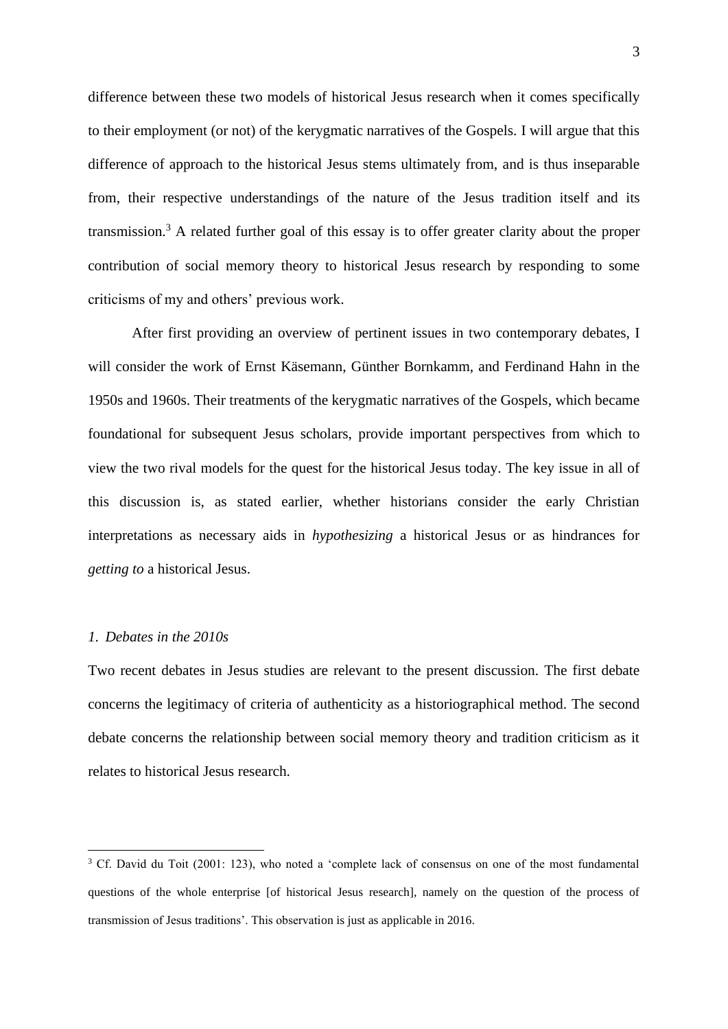difference between these two models of historical Jesus research when it comes specifically to their employment (or not) of the kerygmatic narratives of the Gospels. I will argue that this difference of approach to the historical Jesus stems ultimately from, and is thus inseparable from, their respective understandings of the nature of the Jesus tradition itself and its transmission.[3] A related further goal of this essay is to offer greater clarity about the proper contribution of social memory theory to historical Jesus research by responding to some criticisms of my and others' previous work.

After first providing an overview of pertinent issues in two contemporary debates, I will consider the work of Ernst Käsemann, Günther Bornkamm, and Ferdinand Hahn in the 1950s and 1960s. Their treatments of the kerygmatic narratives of the Gospels, which became foundational for subsequent Jesus scholars, provide important perspectives from which to view the two rival models for the quest for the historical Jesus today. The key issue in all of this discussion is, as stated earlier, whether historians consider the early Christian interpretations as necessary aids in *hypothesizing* a historical Jesus or as hindrances for *getting to* a historical Jesus.

### *1. Debates in the 2010s*

Two recent debates in Jesus studies are relevant to the present discussion. The first debate concerns the legitimacy of criteria of authenticity as a historiographical method. The second debate concerns the relationship between social memory theory and tradition criticism as it relates to historical Jesus research.

---

[3] Cf. David du Toit (2001: 123), who noted a 'complete lack of consensus on one of the most fundamental questions of the whole enterprise [of historical Jesus research], namely on the question of the process of transmission of Jesus traditions'. This observation is just as applicable in 2016.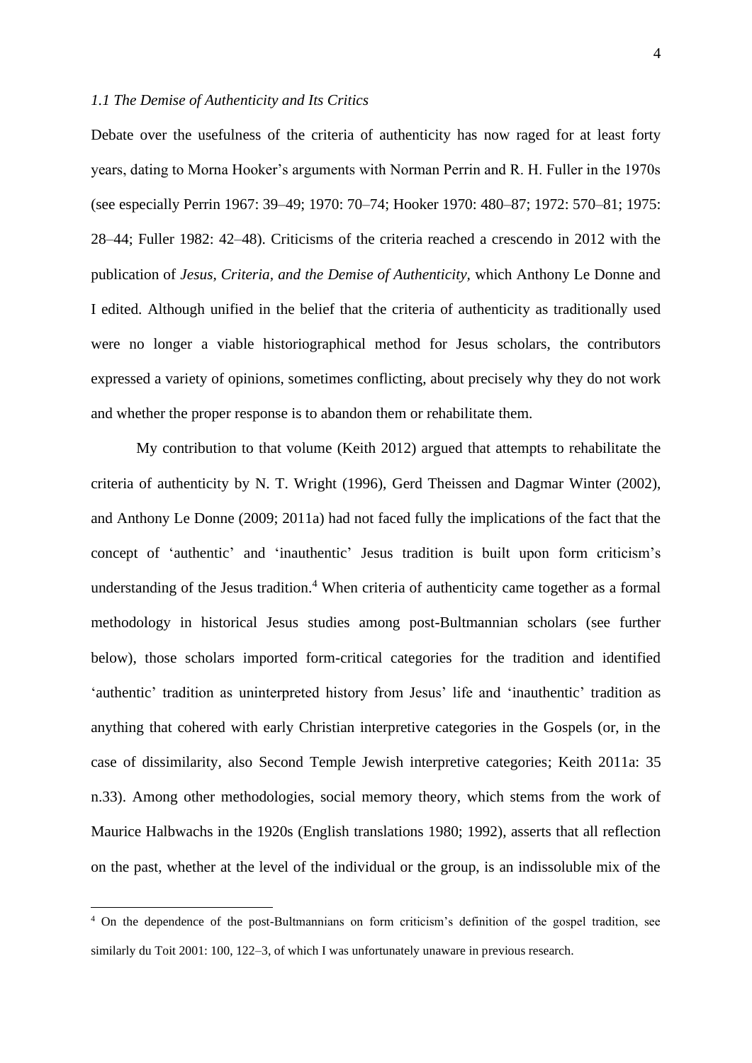### *1.1 The Demise of Authenticity and Its Critics*

Debate over the usefulness of the criteria of authenticity has now raged for at least forty years, dating to Morna Hooker's arguments with Norman Perrin and R. H. Fuller in the 1970s (see especially Perrin 1967: 39–49; 1970: 70–74; Hooker 1970: 480–87; 1972: 570–81; 1975: 28–44; Fuller 1982: 42–48). Criticisms of the criteria reached a crescendo in 2012 with the publication of *Jesus, Criteria, and the Demise of Authenticity*, which Anthony Le Donne and I edited. Although unified in the belief that the criteria of authenticity as traditionally used were no longer a viable historiographical method for Jesus scholars, the contributors expressed a variety of opinions, sometimes conflicting, about precisely why they do not work and whether the proper response is to abandon them or rehabilitate them.

My contribution to that volume (Keith 2012) argued that attempts to rehabilitate the criteria of authenticity by N. T. Wright (1996), Gerd Theissen and Dagmar Winter (2002), and Anthony Le Donne (2009; 2011a) had not faced fully the implications of the fact that the concept of 'authentic' and 'inauthentic' Jesus tradition is built upon form criticism's understanding of the Jesus tradition.[4] When criteria of authenticity came together as a formal methodology in historical Jesus studies among post-Bultmannian scholars (see further below), those scholars imported form-critical categories for the tradition and identified 'authentic' tradition as uninterpreted history from Jesus' life and 'inauthentic' tradition as anything that cohered with early Christian interpretive categories in the Gospels (or, in the case of dissimilarity, also Second Temple Jewish interpretive categories; Keith 2011a: 35 n.33). Among other methodologies, social memory theory, which stems from the work of Maurice Halbwachs in the 1920s (English translations 1980; 1992), asserts that all reflection on the past, whether at the level of the individual or the group, is an indissoluble mix of the

[4] On the dependence of the post-Bultmannians on form criticism's definition of the gospel tradition, see similarly du Toit 2001: 100, 122–3, of which I was unfortunately unaware in previous research.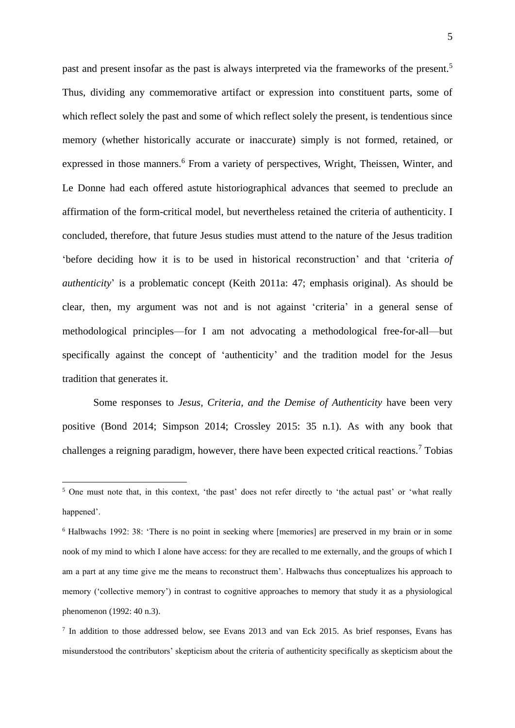past and present insofar as the past is always interpreted via the frameworks of the present.[5] Thus, dividing any commemorative artifact or expression into constituent parts, some of which reflect solely the past and some of which reflect solely the present, is tendentious since memory (whether historically accurate or inaccurate) simply is not formed, retained, or expressed in those manners.[6] From a variety of perspectives, Wright, Theissen, Winter, and Le Donne had each offered astute historiographical advances that seemed to preclude an affirmation of the form-critical model, but nevertheless retained the criteria of authenticity. I concluded, therefore, that future Jesus studies must attend to the nature of the Jesus tradition 'before deciding how it is to be used in historical reconstruction' and that 'criteria *of authenticity*' is a problematic concept (Keith 2011a: 47; emphasis original). As should be clear, then, my argument was not and is not against 'criteria' in a general sense of methodological principles—for I am not advocating a methodological free-for-all—but specifically against the concept of 'authenticity' and the tradition model for the Jesus tradition that generates it.

Some responses to *Jesus, Criteria, and the Demise of Authenticity* have been very positive (Bond 2014; Simpson 2014; Crossley 2015: 35 n.1). As with any book that challenges a reigning paradigm, however, there have been expected critical reactions.[7] Tobias

---

[5] One must note that, in this context, 'the past' does not refer directly to 'the actual past' or 'what really happened'.

[6] Halbwachs 1992: 38: 'There is no point in seeking where [memories] are preserved in my brain or in some nook of my mind to which I alone have access: for they are recalled to me externally, and the groups of which I am a part at any time give me the means to reconstruct them'. Halbwachs thus conceptualizes his approach to memory ('collective memory') in contrast to cognitive approaches to memory that study it as a physiological phenomenon (1992: 40 n.3).

[7] In addition to those addressed below, see Evans 2013 and van Eck 2015. As brief responses, Evans has misunderstood the contributors' skepticism about the criteria of authenticity specifically as skepticism about the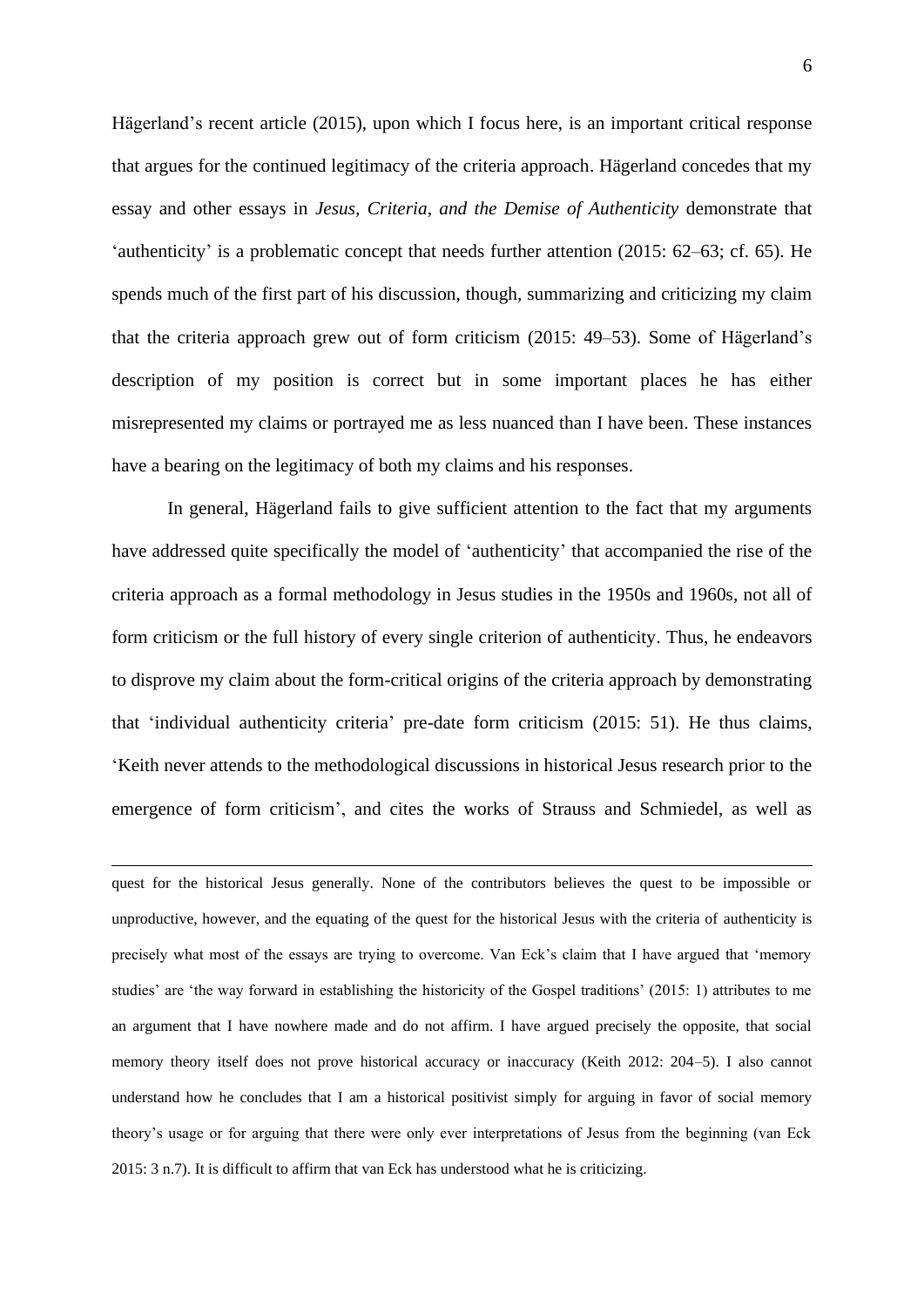Hägerland's recent article (2015), upon which I focus here, is an important critical response that argues for the continued legitimacy of the criteria approach. Hägerland concedes that my essay and other essays in *Jesus, Criteria, and the Demise of Authenticity* demonstrate that 'authenticity' is a problematic concept that needs further attention (2015: 62–63; cf. 65). He spends much of the first part of his discussion, though, summarizing and criticizing my claim that the criteria approach grew out of form criticism (2015: 49–53). Some of Hägerland's description of my position is correct but in some important places he has either misrepresented my claims or portrayed me as less nuanced than I have been. These instances have a bearing on the legitimacy of both my claims and his responses.

In general, Hägerland fails to give sufficient attention to the fact that my arguments have addressed quite specifically the model of 'authenticity' that accompanied the rise of the criteria approach as a formal methodology in Jesus studies in the 1950s and 1960s, not all of form criticism or the full history of every single criterion of authenticity. Thus, he endeavors to disprove my claim about the form-critical origins of the criteria approach by demonstrating that 'individual authenticity criteria' pre-date form criticism (2015: 51). He thus claims, 'Keith never attends to the methodological discussions in historical Jesus research prior to the emergence of form criticism', and cites the works of Strauss and Schmiedel, as well as

---

quest for the historical Jesus generally. None of the contributors believes the quest to be impossible or unproductive, however, and the equating of the quest for the historical Jesus with the criteria of authenticity is precisely what most of the essays are trying to overcome. Van Eck's claim that I have argued that 'memory studies' are 'the way forward in establishing the historicity of the Gospel traditions' (2015: 1) attributes to me an argument that I have nowhere made and do not affirm. I have argued precisely the opposite, that social memory theory itself does not prove historical accuracy or inaccuracy (Keith 2012: 204–5). I also cannot understand how he concludes that I am a historical positivist simply for arguing in favor of social memory theory's usage or for arguing that there were only ever interpretations of Jesus from the beginning (van Eck 2015: 3 n.7). It is difficult to affirm that van Eck has understood what he is criticizing.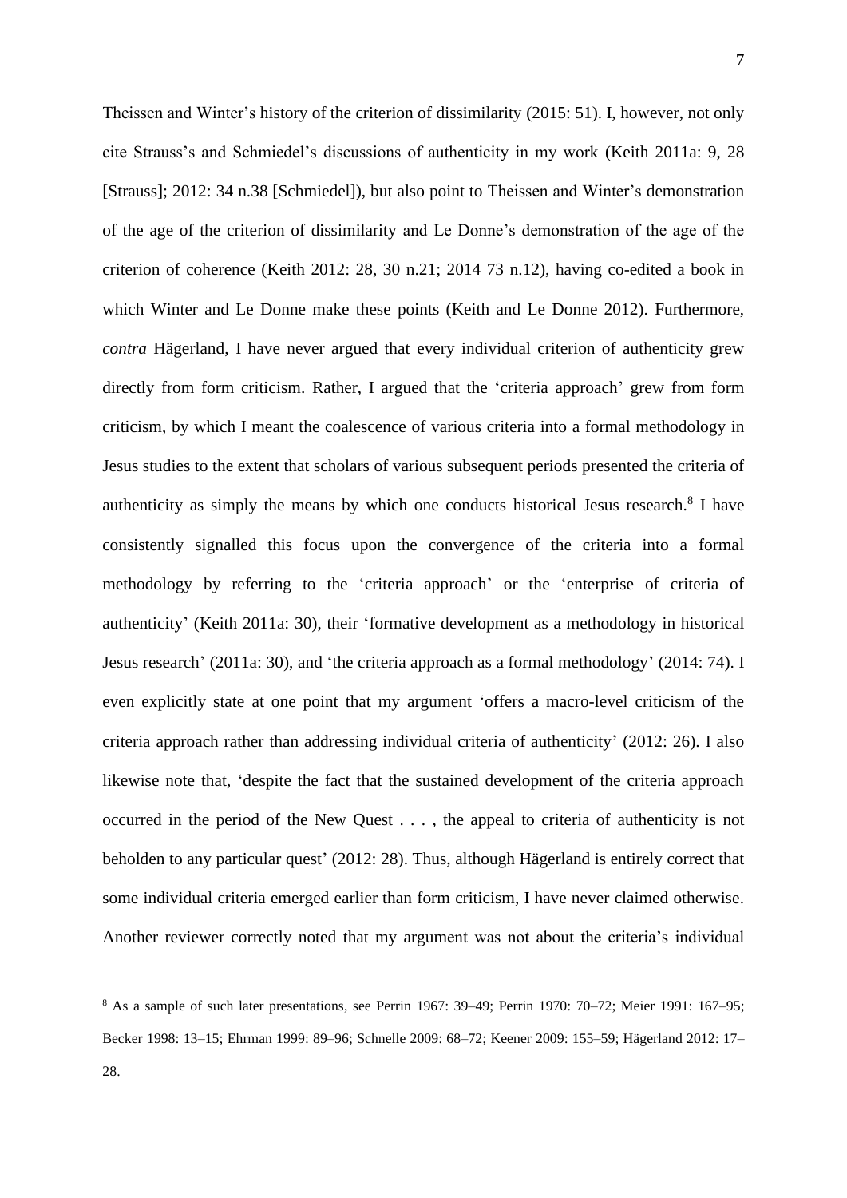Theissen and Winter's history of the criterion of dissimilarity (2015: 51). I, however, not only cite Strauss's and Schmiedel's discussions of authenticity in my work (Keith 2011a: 9, 28 [Strauss]; 2012: 34 n.38 [Schmiedel]), but also point to Theissen and Winter's demonstration of the age of the criterion of dissimilarity and Le Donne's demonstration of the age of the criterion of coherence (Keith 2012: 28, 30 n.21; 2014 73 n.12), having co-edited a book in which Winter and Le Donne make these points (Keith and Le Donne 2012). Furthermore, *contra* Hägerland, I have never argued that every individual criterion of authenticity grew directly from form criticism. Rather, I argued that the 'criteria approach' grew from form criticism, by which I meant the coalescence of various criteria into a formal methodology in Jesus studies to the extent that scholars of various subsequent periods presented the criteria of authenticity as simply the means by which one conducts historical Jesus research.[8] I have consistently signalled this focus upon the convergence of the criteria into a formal methodology by referring to the 'criteria approach' or the 'enterprise of criteria of authenticity' (Keith 2011a: 30), their 'formative development as a methodology in historical Jesus research' (2011a: 30), and 'the criteria approach as a formal methodology' (2014: 74). I even explicitly state at one point that my argument 'offers a macro-level criticism of the criteria approach rather than addressing individual criteria of authenticity' (2012: 26). I also likewise note that, 'despite the fact that the sustained development of the criteria approach occurred in the period of the New Quest . . . , the appeal to criteria of authenticity is not beholden to any particular quest' (2012: 28). Thus, although Hägerland is entirely correct that some individual criteria emerged earlier than form criticism, I have never claimed otherwise. Another reviewer correctly noted that my argument was not about the criteria's individual

[8] As a sample of such later presentations, see Perrin 1967: 39–49; Perrin 1970: 70–72; Meier 1991: 167–95; Becker 1998: 13–15; Ehrman 1999: 89–96; Schnelle 2009: 68–72; Keener 2009: 155–59; Hägerland 2012: 17–28.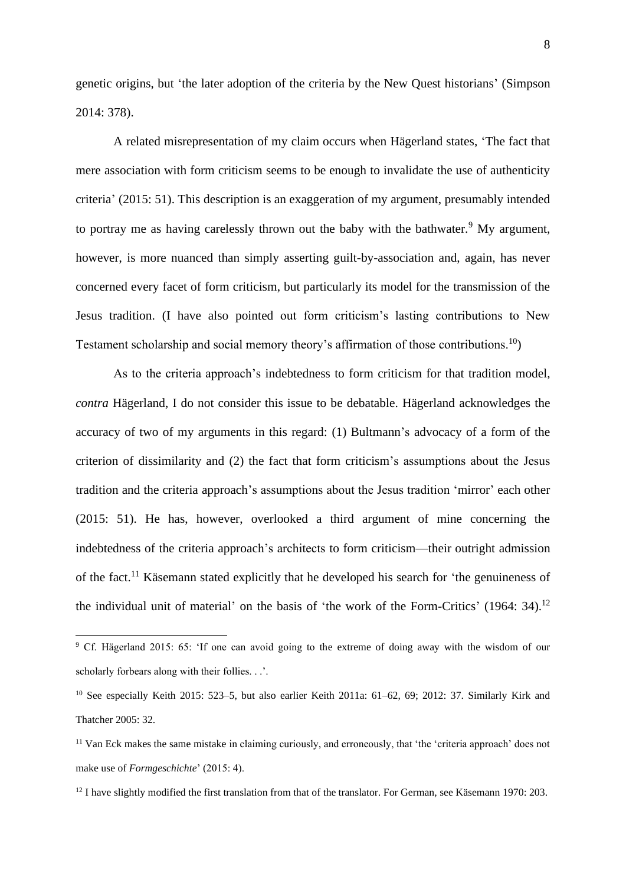genetic origins, but 'the later adoption of the criteria by the New Quest historians' (Simpson 2014: 378).

A related misrepresentation of my claim occurs when Hägerland states, 'The fact that mere association with form criticism seems to be enough to invalidate the use of authenticity criteria' (2015: 51). This description is an exaggeration of my argument, presumably intended to portray me as having carelessly thrown out the baby with the bathwater.[9] My argument, however, is more nuanced than simply asserting guilt-by-association and, again, has never concerned every facet of form criticism, but particularly its model for the transmission of the Jesus tradition. (I have also pointed out form criticism's lasting contributions to New Testament scholarship and social memory theory's affirmation of those contributions.[10])

As to the criteria approach's indebtedness to form criticism for that tradition model, *contra* Hägerland, I do not consider this issue to be debatable. Hägerland acknowledges the accuracy of two of my arguments in this regard: (1) Bultmann's advocacy of a form of the criterion of dissimilarity and (2) the fact that form criticism's assumptions about the Jesus tradition and the criteria approach's assumptions about the Jesus tradition 'mirror' each other (2015: 51). He has, however, overlooked a third argument of mine concerning the indebtedness of the criteria approach's architects to form criticism—their outright admission of the fact.[11] Käsemann stated explicitly that he developed his search for 'the genuineness of the individual unit of material' on the basis of 'the work of the Form-Critics' (1964: 34).[12]

---

[9] Cf. Hägerland 2015: 65: 'If one can avoid going to the extreme of doing away with the wisdom of our scholarly forbears along with their follies. . .'.

[10] See especially Keith 2015: 523–5, but also earlier Keith 2011a: 61–62, 69; 2012: 37. Similarly Kirk and Thatcher 2005: 32.

[11] Van Eck makes the same mistake in claiming curiously, and erroneously, that 'the 'criteria approach' does not make use of *Formgeschichte*' (2015: 4).

[12] I have slightly modified the first translation from that of the translator. For German, see Käsemann 1970: 203.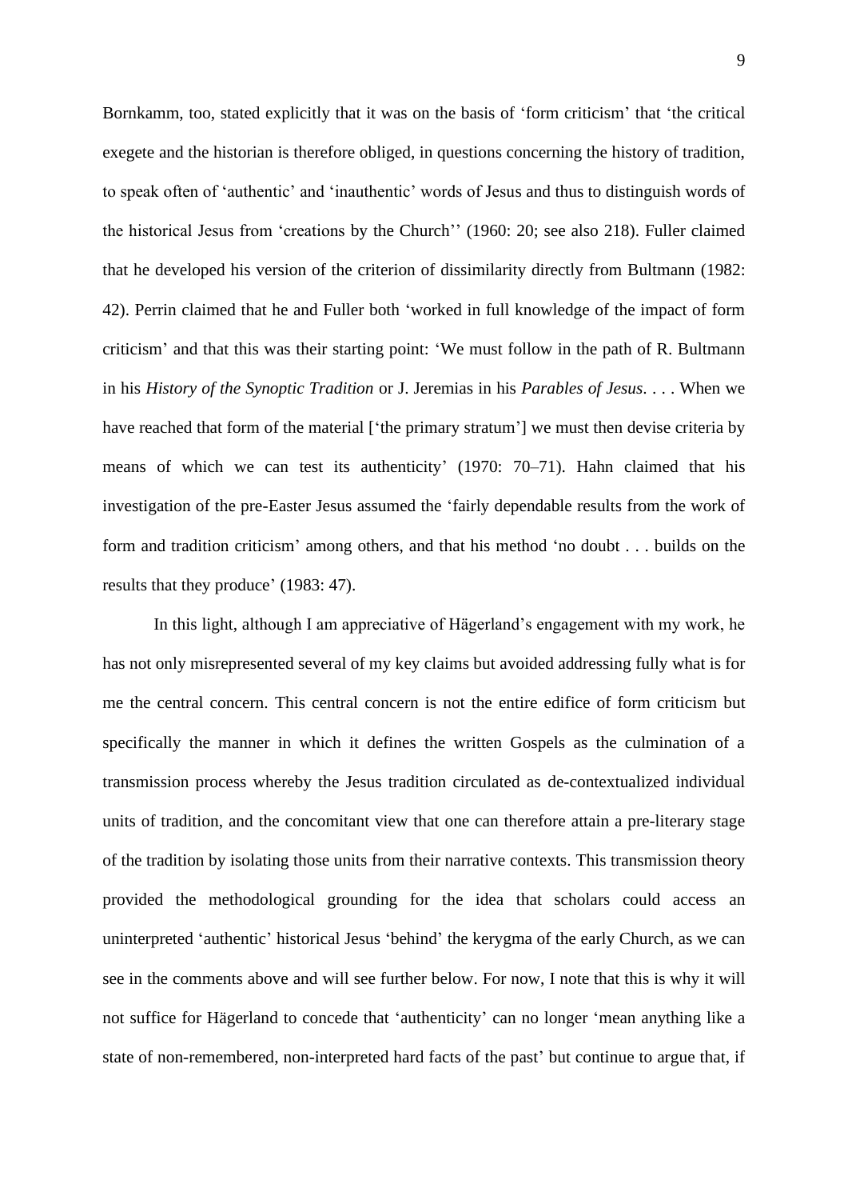Bornkamm, too, stated explicitly that it was on the basis of 'form criticism' that 'the critical exegete and the historian is therefore obliged, in questions concerning the history of tradition, to speak often of 'authentic' and 'inauthentic' words of Jesus and thus to distinguish words of the historical Jesus from 'creations by the Church'' (1960: 20; see also 218). Fuller claimed that he developed his version of the criterion of dissimilarity directly from Bultmann (1982: 42). Perrin claimed that he and Fuller both 'worked in full knowledge of the impact of form criticism' and that this was their starting point: 'We must follow in the path of R. Bultmann in his *History of the Synoptic Tradition* or J. Jeremias in his *Parables of Jesus*. . . . When we have reached that form of the material ['the primary stratum'] we must then devise criteria by means of which we can test its authenticity' (1970: 70–71). Hahn claimed that his investigation of the pre-Easter Jesus assumed the 'fairly dependable results from the work of form and tradition criticism' among others, and that his method 'no doubt . . . builds on the results that they produce' (1983: 47).

In this light, although I am appreciative of Hägerland's engagement with my work, he has not only misrepresented several of my key claims but avoided addressing fully what is for me the central concern. This central concern is not the entire edifice of form criticism but specifically the manner in which it defines the written Gospels as the culmination of a transmission process whereby the Jesus tradition circulated as de-contextualized individual units of tradition, and the concomitant view that one can therefore attain a pre-literary stage of the tradition by isolating those units from their narrative contexts. This transmission theory provided the methodological grounding for the idea that scholars could access an uninterpreted 'authentic' historical Jesus 'behind' the kerygma of the early Church, as we can see in the comments above and will see further below. For now, I note that this is why it will not suffice for Hägerland to concede that 'authenticity' can no longer 'mean anything like a state of non-remembered, non-interpreted hard facts of the past' but continue to argue that, if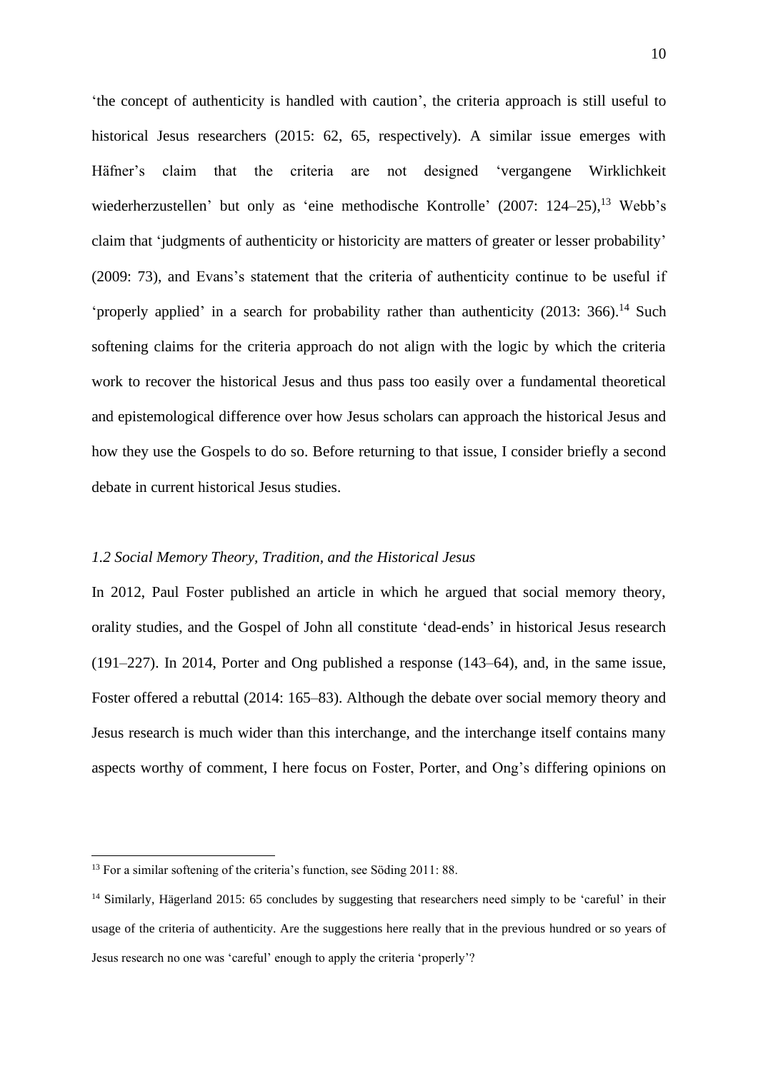'the concept of authenticity is handled with caution', the criteria approach is still useful to historical Jesus researchers (2015: 62, 65, respectively). A similar issue emerges with Häfner's claim that the criteria are not designed 'vergangene Wirklichkeit wiederherzustellen' but only as 'eine methodische Kontrolle' (2007: 124–25),[13] Webb's claim that 'judgments of authenticity or historicity are matters of greater or lesser probability' (2009: 73), and Evans's statement that the criteria of authenticity continue to be useful if 'properly applied' in a search for probability rather than authenticity (2013: 366).[14] Such softening claims for the criteria approach do not align with the logic by which the criteria work to recover the historical Jesus and thus pass too easily over a fundamental theoretical and epistemological difference over how Jesus scholars can approach the historical Jesus and how they use the Gospels to do so. Before returning to that issue, I consider briefly a second debate in current historical Jesus studies.

### *1.2 Social Memory Theory, Tradition, and the Historical Jesus*

In 2012, Paul Foster published an article in which he argued that social memory theory, orality studies, and the Gospel of John all constitute 'dead-ends' in historical Jesus research (191–227). In 2014, Porter and Ong published a response (143–64), and, in the same issue, Foster offered a rebuttal (2014: 165–83). Although the debate over social memory theory and Jesus research is much wider than this interchange, and the interchange itself contains many aspects worthy of comment, I here focus on Foster, Porter, and Ong's differing opinions on

---

[13] For a similar softening of the criteria's function, see Söding 2011: 88.

[14] Similarly, Hägerland 2015: 65 concludes by suggesting that researchers need simply to be 'careful' in their usage of the criteria of authenticity. Are the suggestions here really that in the previous hundred or so years of Jesus research no one was 'careful' enough to apply the criteria 'properly'?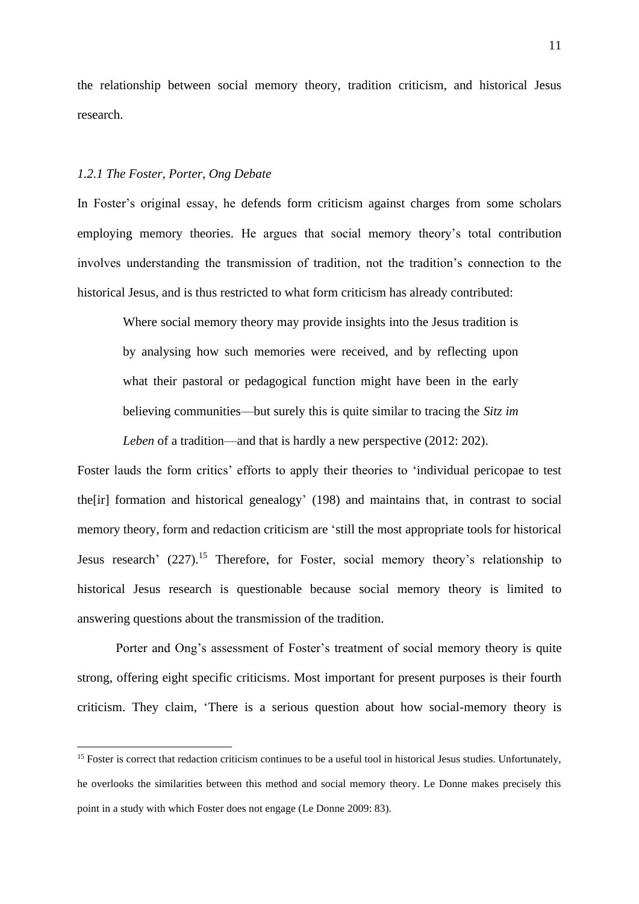the relationship between social memory theory, tradition criticism, and historical Jesus research.

### *1.2.1 The Foster, Porter, Ong Debate*

In Foster's original essay, he defends form criticism against charges from some scholars employing memory theories. He argues that social memory theory's total contribution involves understanding the transmission of tradition, not the tradition's connection to the historical Jesus, and is thus restricted to what form criticism has already contributed:

> Where social memory theory may provide insights into the Jesus tradition is by analysing how such memories were received, and by reflecting upon what their pastoral or pedagogical function might have been in the early believing communities—but surely this is quite similar to tracing the *Sitz im Leben* of a tradition—and that is hardly a new perspective (2012: 202).

Foster lauds the form critics' efforts to apply their theories to 'individual pericopae to test the[ir] formation and historical genealogy' (198) and maintains that, in contrast to social memory theory, form and redaction criticism are 'still the most appropriate tools for historical Jesus research' (227).[15] Therefore, for Foster, social memory theory's relationship to historical Jesus research is questionable because social memory theory is limited to answering questions about the transmission of the tradition.

Porter and Ong's assessment of Foster's treatment of social memory theory is quite strong, offering eight specific criticisms. Most important for present purposes is their fourth criticism. They claim, 'There is a serious question about how social-memory theory is

[15] Foster is correct that redaction criticism continues to be a useful tool in historical Jesus studies. Unfortunately, he overlooks the similarities between this method and social memory theory. Le Donne makes precisely this point in a study with which Foster does not engage (Le Donne 2009: 83).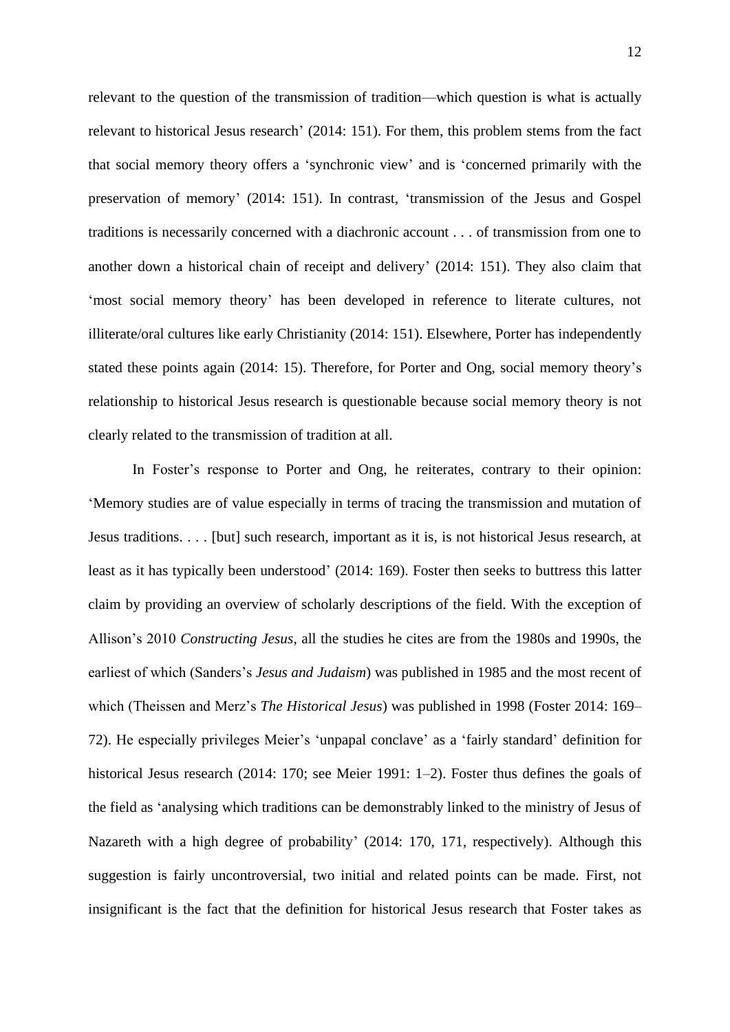relevant to the question of the transmission of tradition—which question is what is actually relevant to historical Jesus research' (2014: 151). For them, this problem stems from the fact that social memory theory offers a 'synchronic view' and is 'concerned primarily with the preservation of memory' (2014: 151). In contrast, 'transmission of the Jesus and Gospel traditions is necessarily concerned with a diachronic account . . . of transmission from one to another down a historical chain of receipt and delivery' (2014: 151). They also claim that 'most social memory theory' has been developed in reference to literate cultures, not illiterate/oral cultures like early Christianity (2014: 151). Elsewhere, Porter has independently stated these points again (2014: 15). Therefore, for Porter and Ong, social memory theory's relationship to historical Jesus research is questionable because social memory theory is not clearly related to the transmission of tradition at all.

In Foster's response to Porter and Ong, he reiterates, contrary to their opinion: 'Memory studies are of value especially in terms of tracing the transmission and mutation of Jesus traditions. . . . [but] such research, important as it is, is not historical Jesus research, at least as it has typically been understood' (2014: 169). Foster then seeks to buttress this latter claim by providing an overview of scholarly descriptions of the field. With the exception of Allison's 2010 *Constructing Jesus*, all the studies he cites are from the 1980s and 1990s, the earliest of which (Sanders's *Jesus and Judaism*) was published in 1985 and the most recent of which (Theissen and Merz's *The Historical Jesus*) was published in 1998 (Foster 2014: 169–72). He especially privileges Meier's 'unpapal conclave' as a 'fairly standard' definition for historical Jesus research (2014: 170; see Meier 1991: 1–2). Foster thus defines the goals of the field as 'analysing which traditions can be demonstrably linked to the ministry of Jesus of Nazareth with a high degree of probability' (2014: 170, 171, respectively). Although this suggestion is fairly uncontroversial, two initial and related points can be made. First, not insignificant is the fact that the definition for historical Jesus research that Foster takes as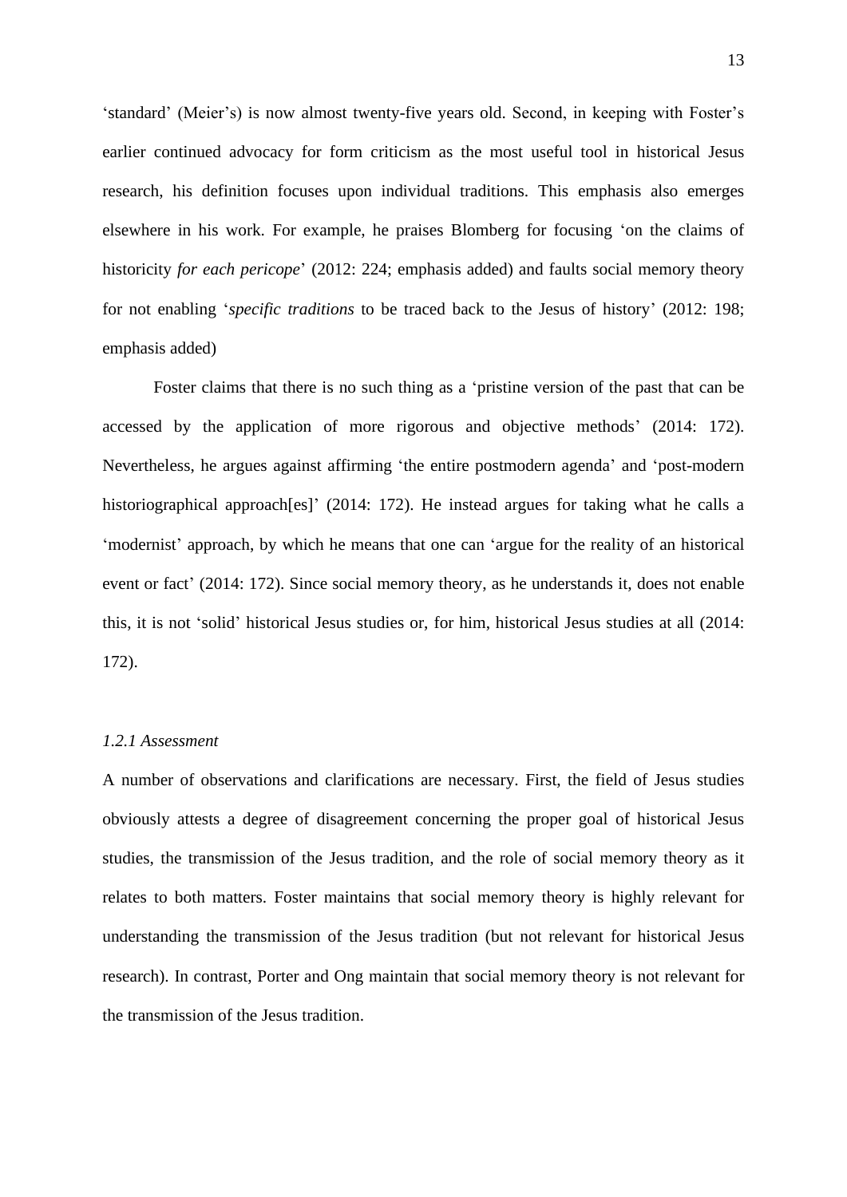'standard' (Meier's) is now almost twenty-five years old. Second, in keeping with Foster's earlier continued advocacy for form criticism as the most useful tool in historical Jesus research, his definition focuses upon individual traditions. This emphasis also emerges elsewhere in his work. For example, he praises Blomberg for focusing 'on the claims of historicity *for each pericope*' (2012: 224; emphasis added) and faults social memory theory for not enabling '*specific traditions* to be traced back to the Jesus of history' (2012: 198; emphasis added)

Foster claims that there is no such thing as a 'pristine version of the past that can be accessed by the application of more rigorous and objective methods' (2014: 172). Nevertheless, he argues against affirming 'the entire postmodern agenda' and 'post-modern historiographical approach[es]' (2014: 172). He instead argues for taking what he calls a 'modernist' approach, by which he means that one can 'argue for the reality of an historical event or fact' (2014: 172). Since social memory theory, as he understands it, does not enable this, it is not 'solid' historical Jesus studies or, for him, historical Jesus studies at all (2014: 172).

### *1.2.1 Assessment*

A number of observations and clarifications are necessary. First, the field of Jesus studies obviously attests a degree of disagreement concerning the proper goal of historical Jesus studies, the transmission of the Jesus tradition, and the role of social memory theory as it relates to both matters. Foster maintains that social memory theory is highly relevant for understanding the transmission of the Jesus tradition (but not relevant for historical Jesus research). In contrast, Porter and Ong maintain that social memory theory is not relevant for the transmission of the Jesus tradition.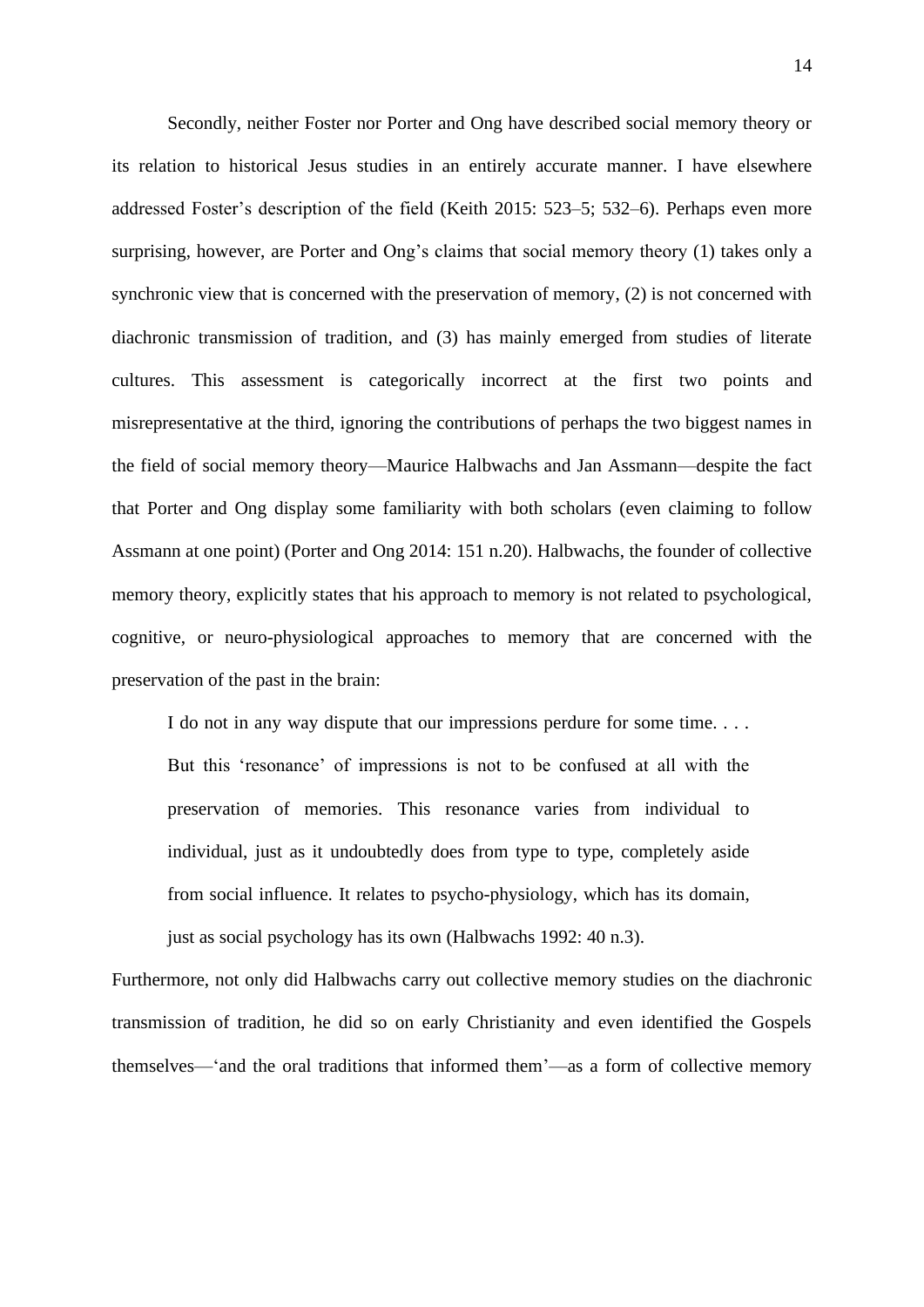Secondly, neither Foster nor Porter and Ong have described social memory theory or its relation to historical Jesus studies in an entirely accurate manner. I have elsewhere addressed Foster's description of the field (Keith 2015: 523–5; 532–6). Perhaps even more surprising, however, are Porter and Ong's claims that social memory theory (1) takes only a synchronic view that is concerned with the preservation of memory, (2) is not concerned with diachronic transmission of tradition, and (3) has mainly emerged from studies of literate cultures. This assessment is categorically incorrect at the first two points and misrepresentative at the third, ignoring the contributions of perhaps the two biggest names in the field of social memory theory—Maurice Halbwachs and Jan Assmann—despite the fact that Porter and Ong display some familiarity with both scholars (even claiming to follow Assmann at one point) (Porter and Ong 2014: 151 n.20). Halbwachs, the founder of collective memory theory, explicitly states that his approach to memory is not related to psychological, cognitive, or neuro-physiological approaches to memory that are concerned with the preservation of the past in the brain:

> I do not in any way dispute that our impressions perdure for some time. . . . But this 'resonance' of impressions is not to be confused at all with the preservation of memories. This resonance varies from individual to individual, just as it undoubtedly does from type to type, completely aside from social influence. It relates to psycho-physiology, which has its domain, just as social psychology has its own (Halbwachs 1992: 40 n.3).

Furthermore, not only did Halbwachs carry out collective memory studies on the diachronic transmission of tradition, he did so on early Christianity and even identified the Gospels themselves—'and the oral traditions that informed them'—as a form of collective memory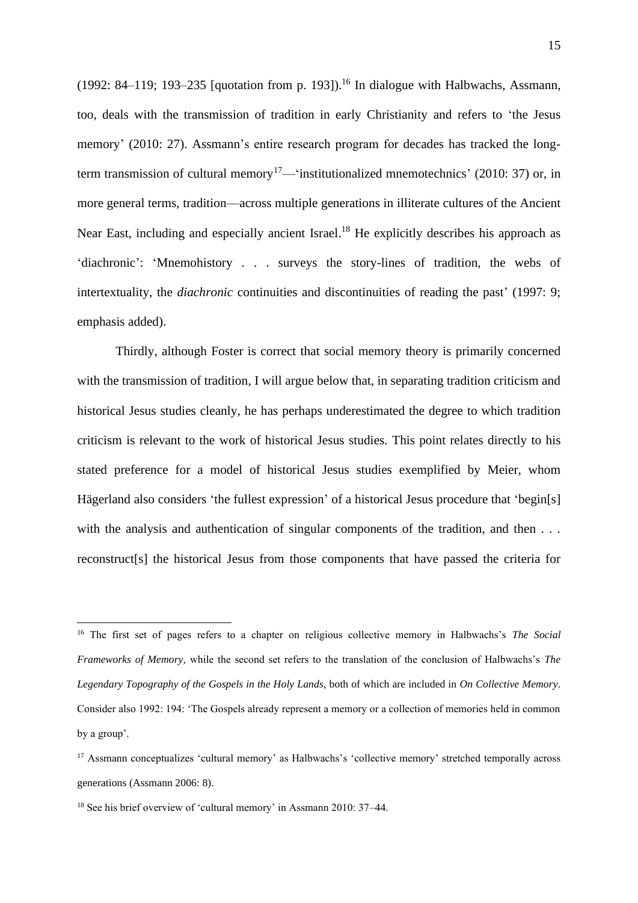(1992: 84–119; 193–235 [quotation from p. 193]).[16] In dialogue with Halbwachs, Assmann, too, deals with the transmission of tradition in early Christianity and refers to 'the Jesus memory' (2010: 27). Assmann's entire research program for decades has tracked the long-term transmission of cultural memory[17]—'institutionalized mnemotechnics' (2010: 37) or, in more general terms, tradition—across multiple generations in illiterate cultures of the Ancient Near East, including and especially ancient Israel.[18] He explicitly describes his approach as 'diachronic': 'Mnemohistory . . . surveys the story-lines of tradition, the webs of intertextuality, the *diachronic* continuities and discontinuities of reading the past' (1997: 9; emphasis added).

Thirdly, although Foster is correct that social memory theory is primarily concerned with the transmission of tradition, I will argue below that, in separating tradition criticism and historical Jesus studies cleanly, he has perhaps underestimated the degree to which tradition criticism is relevant to the work of historical Jesus studies. This point relates directly to his stated preference for a model of historical Jesus studies exemplified by Meier, whom Hägerland also considers 'the fullest expression' of a historical Jesus procedure that 'begin[s] with the analysis and authentication of singular components of the tradition, and then . . . reconstruct[s] the historical Jesus from those components that have passed the criteria for

---

[16] The first set of pages refers to a chapter on religious collective memory in Halbwachs's *The Social Frameworks of Memory*, while the second set refers to the translation of the conclusion of Halbwachs's *The Legendary Topography of the Gospels in the Holy Lands*, both of which are included in *On Collective Memory*. Consider also 1992: 194: 'The Gospels already represent a memory or a collection of memories held in common by a group'.

[17] Assmann conceptualizes 'cultural memory' as Halbwachs's 'collective memory' stretched temporally across generations (Assmann 2006: 8).

[18] See his brief overview of 'cultural memory' in Assmann 2010: 37–44.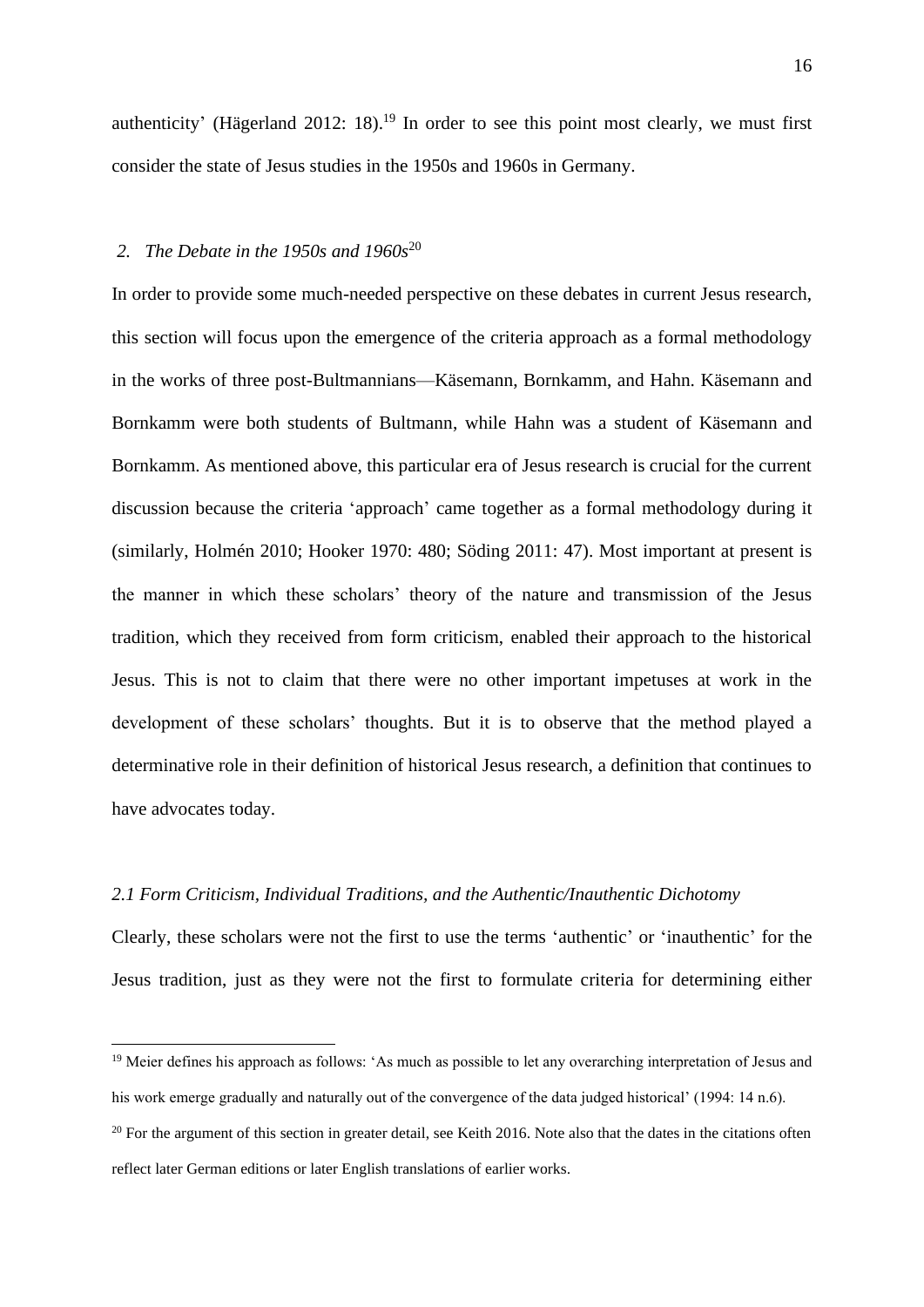authenticity' (Hägerland 2012: 18).[19] In order to see this point most clearly, we must first consider the state of Jesus studies in the 1950s and 1960s in Germany.

## *2. The Debate in the 1950s and 1960s*[20]

In order to provide some much-needed perspective on these debates in current Jesus research, this section will focus upon the emergence of the criteria approach as a formal methodology in the works of three post-Bultmannians—Käsemann, Bornkamm, and Hahn. Käsemann and Bornkamm were both students of Bultmann, while Hahn was a student of Käsemann and Bornkamm. As mentioned above, this particular era of Jesus research is crucial for the current discussion because the criteria 'approach' came together as a formal methodology during it (similarly, Holmén 2010; Hooker 1970: 480; Söding 2011: 47). Most important at present is the manner in which these scholars' theory of the nature and transmission of the Jesus tradition, which they received from form criticism, enabled their approach to the historical Jesus. This is not to claim that there were no other important impetuses at work in the development of these scholars' thoughts. But it is to observe that the method played a determinative role in their definition of historical Jesus research, a definition that continues to have advocates today.

### *2.1 Form Criticism, Individual Traditions, and the Authentic/Inauthentic Dichotomy*

Clearly, these scholars were not the first to use the terms 'authentic' or 'inauthentic' for the Jesus tradition, just as they were not the first to formulate criteria for determining either

---

[19] Meier defines his approach as follows: 'As much as possible to let any overarching interpretation of Jesus and his work emerge gradually and naturally out of the convergence of the data judged historical' (1994: 14 n.6).

[20] For the argument of this section in greater detail, see Keith 2016. Note also that the dates in the citations often reflect later German editions or later English translations of earlier works.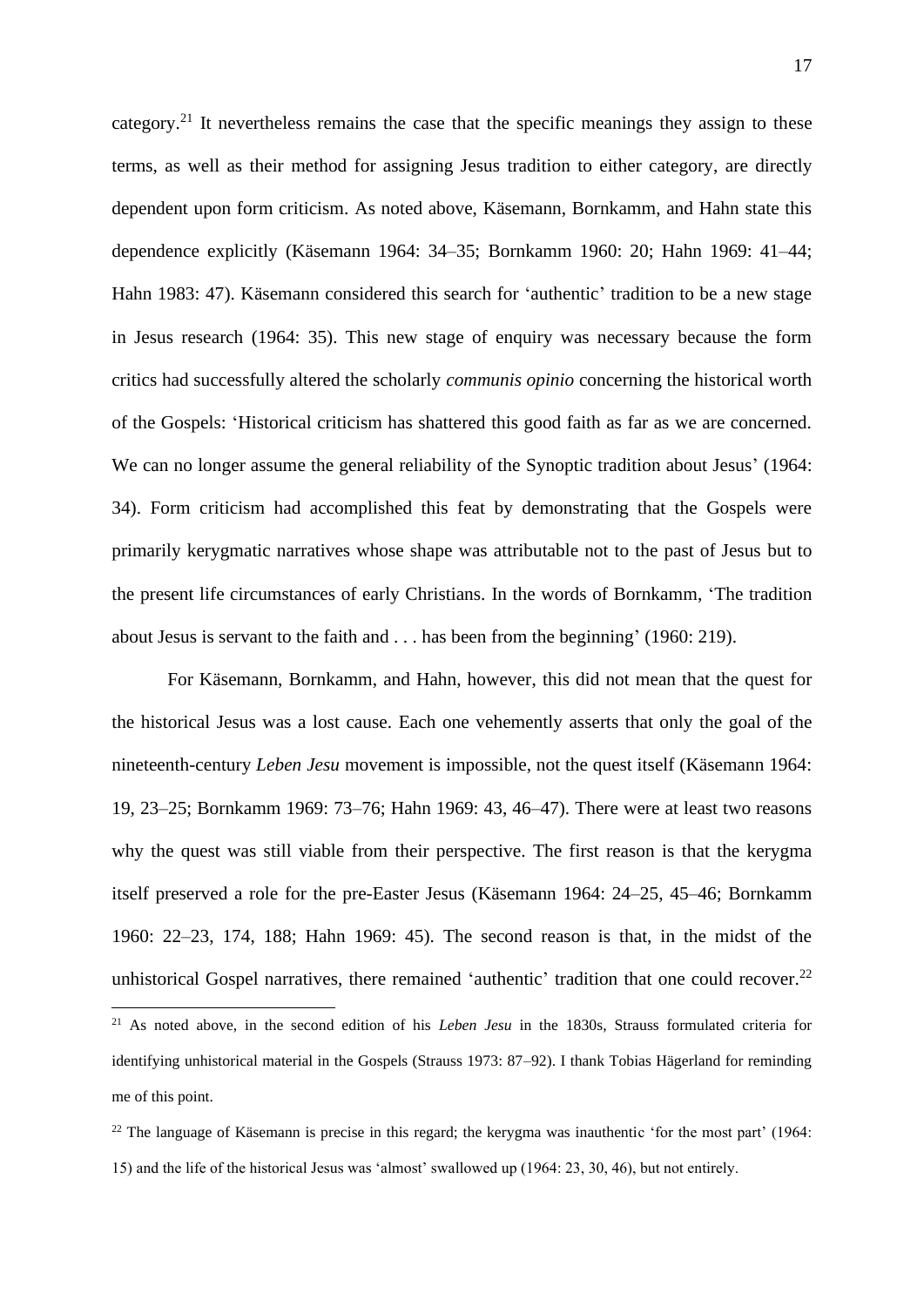category.[21] It nevertheless remains the case that the specific meanings they assign to these terms, as well as their method for assigning Jesus tradition to either category, are directly dependent upon form criticism. As noted above, Käsemann, Bornkamm, and Hahn state this dependence explicitly (Käsemann 1964: 34–35; Bornkamm 1960: 20; Hahn 1969: 41–44; Hahn 1983: 47). Käsemann considered this search for 'authentic' tradition to be a new stage in Jesus research (1964: 35). This new stage of enquiry was necessary because the form critics had successfully altered the scholarly *communis opinio* concerning the historical worth of the Gospels: 'Historical criticism has shattered this good faith as far as we are concerned. We can no longer assume the general reliability of the Synoptic tradition about Jesus' (1964: 34). Form criticism had accomplished this feat by demonstrating that the Gospels were primarily kerygmatic narratives whose shape was attributable not to the past of Jesus but to the present life circumstances of early Christians. In the words of Bornkamm, 'The tradition about Jesus is servant to the faith and . . . has been from the beginning' (1960: 219).

For Käsemann, Bornkamm, and Hahn, however, this did not mean that the quest for the historical Jesus was a lost cause. Each one vehemently asserts that only the goal of the nineteenth-century *Leben Jesu* movement is impossible, not the quest itself (Käsemann 1964: 19, 23–25; Bornkamm 1969: 73–76; Hahn 1969: 43, 46–47). There were at least two reasons why the quest was still viable from their perspective. The first reason is that the kerygma itself preserved a role for the pre-Easter Jesus (Käsemann 1964: 24–25, 45–46; Bornkamm 1960: 22–23, 174, 188; Hahn 1969: 45). The second reason is that, in the midst of the unhistorical Gospel narratives, there remained 'authentic' tradition that one could recover.[22]

[21] As noted above, in the second edition of his *Leben Jesu* in the 1830s, Strauss formulated criteria for identifying unhistorical material in the Gospels (Strauss 1973: 87–92). I thank Tobias Hägerland for reminding me of this point.

[22] The language of Käsemann is precise in this regard; the kerygma was inauthentic 'for the most part' (1964: 15) and the life of the historical Jesus was 'almost' swallowed up (1964: 23, 30, 46), but not entirely.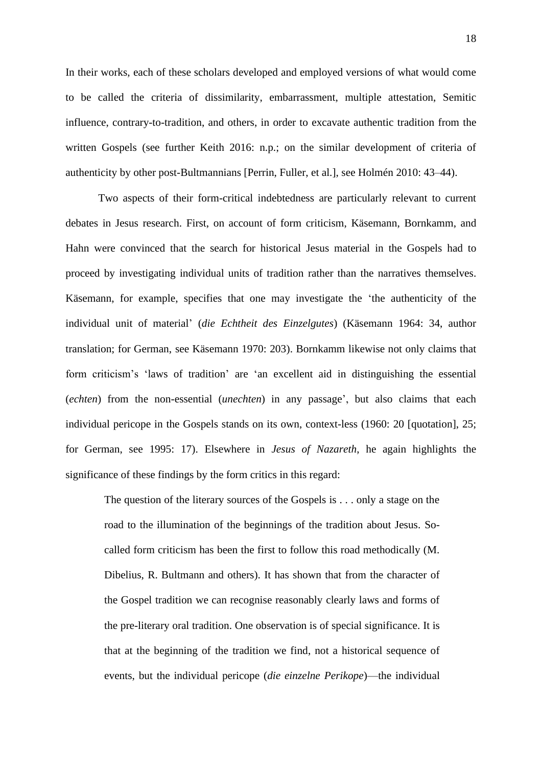In their works, each of these scholars developed and employed versions of what would come to be called the criteria of dissimilarity, embarrassment, multiple attestation, Semitic influence, contrary-to-tradition, and others, in order to excavate authentic tradition from the written Gospels (see further Keith 2016: n.p.; on the similar development of criteria of authenticity by other post-Bultmannians [Perrin, Fuller, et al.], see Holmén 2010: 43–44).

Two aspects of their form-critical indebtedness are particularly relevant to current debates in Jesus research. First, on account of form criticism, Käsemann, Bornkamm, and Hahn were convinced that the search for historical Jesus material in the Gospels had to proceed by investigating individual units of tradition rather than the narratives themselves. Käsemann, for example, specifies that one may investigate the 'the authenticity of the individual unit of material' (*die Echtheit des Einzelgutes*) (Käsemann 1964: 34, author translation; for German, see Käsemann 1970: 203). Bornkamm likewise not only claims that form criticism's 'laws of tradition' are 'an excellent aid in distinguishing the essential (*echten*) from the non-essential (*unechten*) in any passage', but also claims that each individual pericope in the Gospels stands on its own, context-less (1960: 20 [quotation], 25; for German, see 1995: 17). Elsewhere in *Jesus of Nazareth*, he again highlights the significance of these findings by the form critics in this regard:

> The question of the literary sources of the Gospels is . . . only a stage on the road to the illumination of the beginnings of the tradition about Jesus. So-called form criticism has been the first to follow this road methodically (M. Dibelius, R. Bultmann and others). It has shown that from the character of the Gospel tradition we can recognise reasonably clearly laws and forms of the pre-literary oral tradition. One observation is of special significance. It is that at the beginning of the tradition we find, not a historical sequence of events, but the individual pericope (*die einzelne Perikope*)—the individual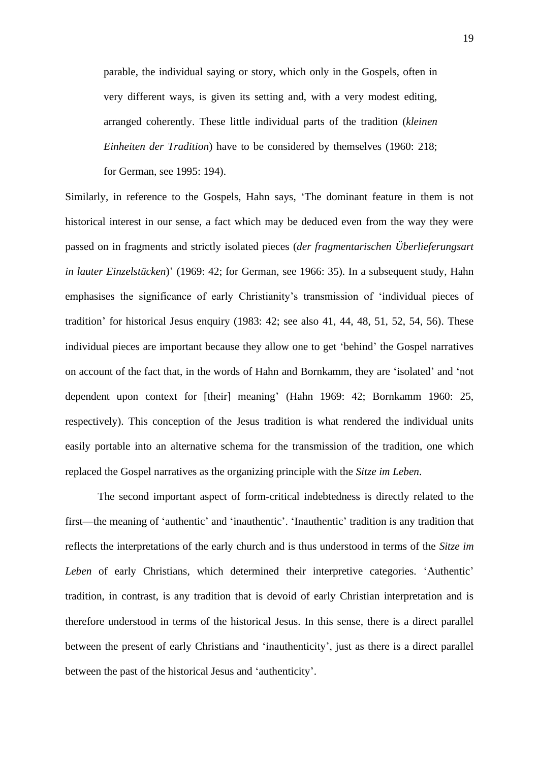> parable, the individual saying or story, which only in the Gospels, often in very different ways, is given its setting and, with a very modest editing, arranged coherently. These little individual parts of the tradition (*kleinen Einheiten der Tradition*) have to be considered by themselves (1960: 218; for German, see 1995: 194).

Similarly, in reference to the Gospels, Hahn says, 'The dominant feature in them is not historical interest in our sense, a fact which may be deduced even from the way they were passed on in fragments and strictly isolated pieces (*der fragmentarischen Überlieferungsart in lauter Einzelstücken*)' (1969: 42; for German, see 1966: 35). In a subsequent study, Hahn emphasises the significance of early Christianity's transmission of 'individual pieces of tradition' for historical Jesus enquiry (1983: 42; see also 41, 44, 48, 51, 52, 54, 56). These individual pieces are important because they allow one to get 'behind' the Gospel narratives on account of the fact that, in the words of Hahn and Bornkamm, they are 'isolated' and 'not dependent upon context for [their] meaning' (Hahn 1969: 42; Bornkamm 1960: 25, respectively). This conception of the Jesus tradition is what rendered the individual units easily portable into an alternative schema for the transmission of the tradition, one which replaced the Gospel narratives as the organizing principle with the *Sitze im Leben*.

The second important aspect of form-critical indebtedness is directly related to the first—the meaning of 'authentic' and 'inauthentic'. 'Inauthentic' tradition is any tradition that reflects the interpretations of the early church and is thus understood in terms of the *Sitze im Leben* of early Christians, which determined their interpretive categories. 'Authentic' tradition, in contrast, is any tradition that is devoid of early Christian interpretation and is therefore understood in terms of the historical Jesus. In this sense, there is a direct parallel between the present of early Christians and 'inauthenticity', just as there is a direct parallel between the past of the historical Jesus and 'authenticity'.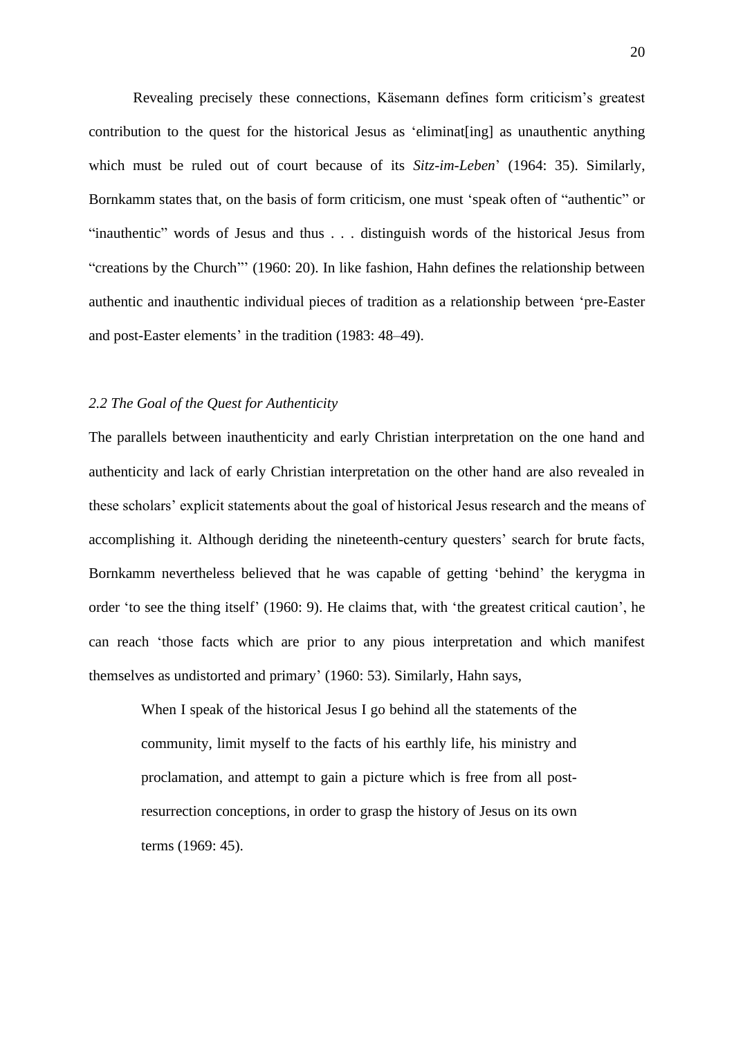Revealing precisely these connections, Käsemann defines form criticism's greatest contribution to the quest for the historical Jesus as 'eliminat[ing] as unauthentic anything which must be ruled out of court because of its *Sitz-im-Leben*' (1964: 35). Similarly, Bornkamm states that, on the basis of form criticism, one must 'speak often of "authentic" or "inauthentic" words of Jesus and thus . . . distinguish words of the historical Jesus from "creations by the Church"' (1960: 20). In like fashion, Hahn defines the relationship between authentic and inauthentic individual pieces of tradition as a relationship between 'pre-Easter and post-Easter elements' in the tradition (1983: 48–49).

### *2.2 The Goal of the Quest for Authenticity*

The parallels between inauthenticity and early Christian interpretation on the one hand and authenticity and lack of early Christian interpretation on the other hand are also revealed in these scholars' explicit statements about the goal of historical Jesus research and the means of accomplishing it. Although deriding the nineteenth-century questers' search for brute facts, Bornkamm nevertheless believed that he was capable of getting 'behind' the kerygma in order 'to see the thing itself' (1960: 9). He claims that, with 'the greatest critical caution', he can reach 'those facts which are prior to any pious interpretation and which manifest themselves as undistorted and primary' (1960: 53). Similarly, Hahn says,

> When I speak of the historical Jesus I go behind all the statements of the community, limit myself to the facts of his earthly life, his ministry and proclamation, and attempt to gain a picture which is free from all post-resurrection conceptions, in order to grasp the history of Jesus on its own terms (1969: 45).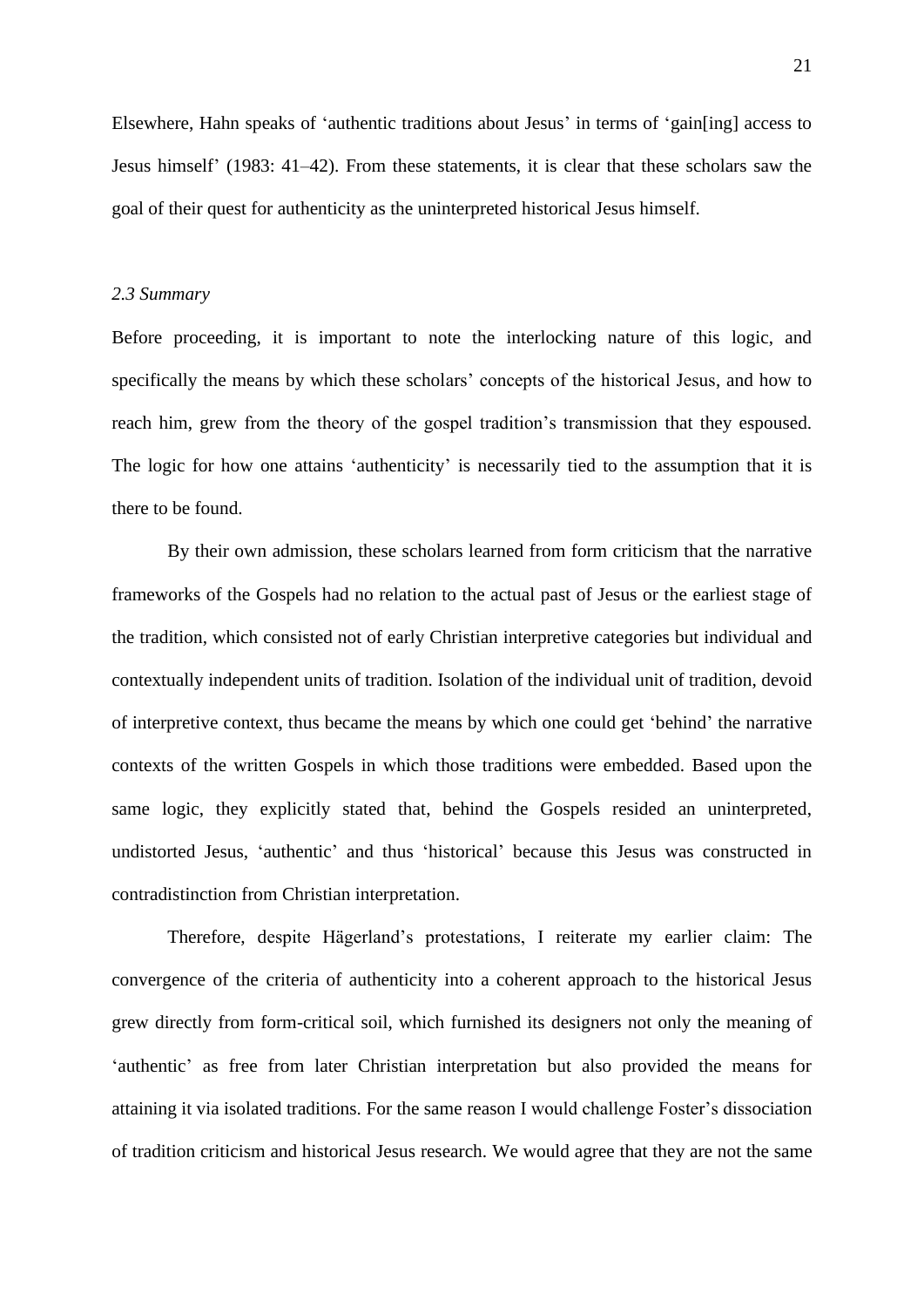Elsewhere, Hahn speaks of 'authentic traditions about Jesus' in terms of 'gain[ing] access to Jesus himself' (1983: 41–42). From these statements, it is clear that these scholars saw the goal of their quest for authenticity as the uninterpreted historical Jesus himself.

### *2.3 Summary*

Before proceeding, it is important to note the interlocking nature of this logic, and specifically the means by which these scholars' concepts of the historical Jesus, and how to reach him, grew from the theory of the gospel tradition's transmission that they espoused. The logic for how one attains 'authenticity' is necessarily tied to the assumption that it is there to be found.

By their own admission, these scholars learned from form criticism that the narrative frameworks of the Gospels had no relation to the actual past of Jesus or the earliest stage of the tradition, which consisted not of early Christian interpretive categories but individual and contextually independent units of tradition. Isolation of the individual unit of tradition, devoid of interpretive context, thus became the means by which one could get 'behind' the narrative contexts of the written Gospels in which those traditions were embedded. Based upon the same logic, they explicitly stated that, behind the Gospels resided an uninterpreted, undistorted Jesus, 'authentic' and thus 'historical' because this Jesus was constructed in contradistinction from Christian interpretation.

Therefore, despite Hägerland's protestations, I reiterate my earlier claim: The convergence of the criteria of authenticity into a coherent approach to the historical Jesus grew directly from form-critical soil, which furnished its designers not only the meaning of 'authentic' as free from later Christian interpretation but also provided the means for attaining it via isolated traditions. For the same reason I would challenge Foster's dissociation of tradition criticism and historical Jesus research. We would agree that they are not the same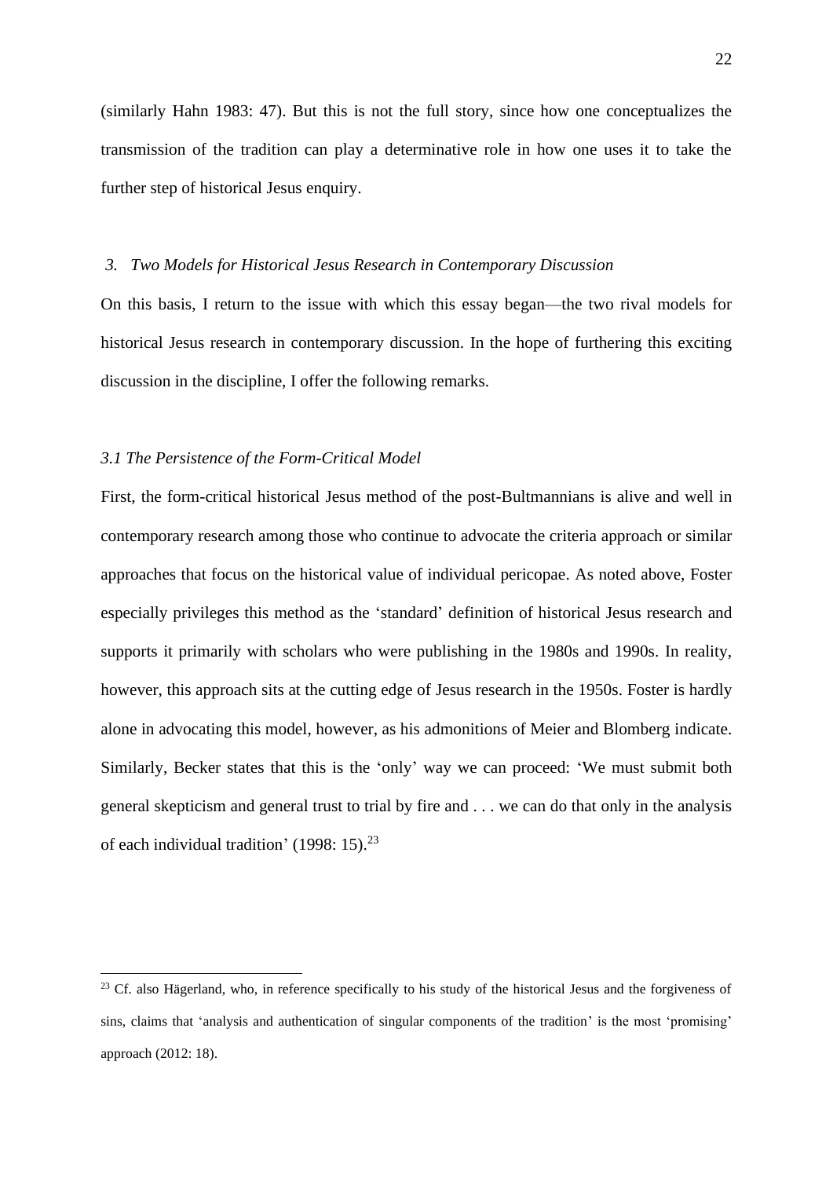(similarly Hahn 1983: 47). But this is not the full story, since how one conceptualizes the transmission of the tradition can play a determinative role in how one uses it to take the further step of historical Jesus enquiry.

## *3. Two Models for Historical Jesus Research in Contemporary Discussion*

On this basis, I return to the issue with which this essay began—the two rival models for historical Jesus research in contemporary discussion. In the hope of furthering this exciting discussion in the discipline, I offer the following remarks.

### *3.1 The Persistence of the Form-Critical Model*

First, the form-critical historical Jesus method of the post-Bultmannians is alive and well in contemporary research among those who continue to advocate the criteria approach or similar approaches that focus on the historical value of individual pericopae. As noted above, Foster especially privileges this method as the 'standard' definition of historical Jesus research and supports it primarily with scholars who were publishing in the 1980s and 1990s. In reality, however, this approach sits at the cutting edge of Jesus research in the 1950s. Foster is hardly alone in advocating this model, however, as his admonitions of Meier and Blomberg indicate. Similarly, Becker states that this is the 'only' way we can proceed: 'We must submit both general skepticism and general trust to trial by fire and . . . we can do that only in the analysis of each individual tradition' (1998: 15).[23]

---

[23] Cf. also Hägerland, who, in reference specifically to his study of the historical Jesus and the forgiveness of sins, claims that 'analysis and authentication of singular components of the tradition' is the most 'promising' approach (2012: 18).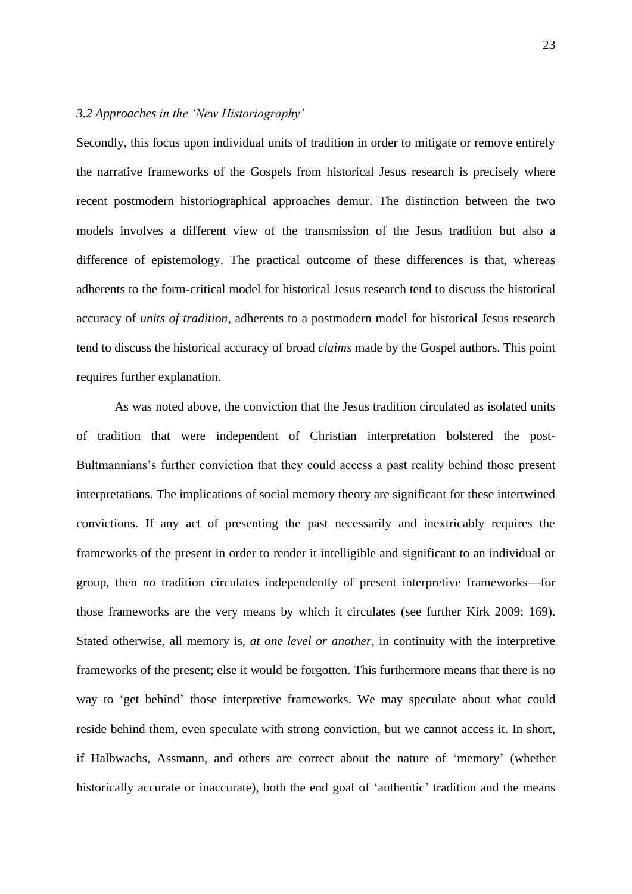### *3.2 Approaches in the 'New Historiography'*

Secondly, this focus upon individual units of tradition in order to mitigate or remove entirely the narrative frameworks of the Gospels from historical Jesus research is precisely where recent postmodern historiographical approaches demur. The distinction between the two models involves a different view of the transmission of the Jesus tradition but also a difference of epistemology. The practical outcome of these differences is that, whereas adherents to the form-critical model for historical Jesus research tend to discuss the historical accuracy of *units of tradition*, adherents to a postmodern model for historical Jesus research tend to discuss the historical accuracy of broad *claims* made by the Gospel authors. This point requires further explanation.

As was noted above, the conviction that the Jesus tradition circulated as isolated units of tradition that were independent of Christian interpretation bolstered the post-Bultmannians's further conviction that they could access a past reality behind those present interpretations. The implications of social memory theory are significant for these intertwined convictions. If any act of presenting the past necessarily and inextricably requires the frameworks of the present in order to render it intelligible and significant to an individual or group, then *no* tradition circulates independently of present interpretive frameworks—for those frameworks are the very means by which it circulates (see further Kirk 2009: 169). Stated otherwise, all memory is, *at one level or another*, in continuity with the interpretive frameworks of the present; else it would be forgotten. This furthermore means that there is no way to 'get behind' those interpretive frameworks. We may speculate about what could reside behind them, even speculate with strong conviction, but we cannot access it. In short, if Halbwachs, Assmann, and others are correct about the nature of 'memory' (whether historically accurate or inaccurate), both the end goal of 'authentic' tradition and the means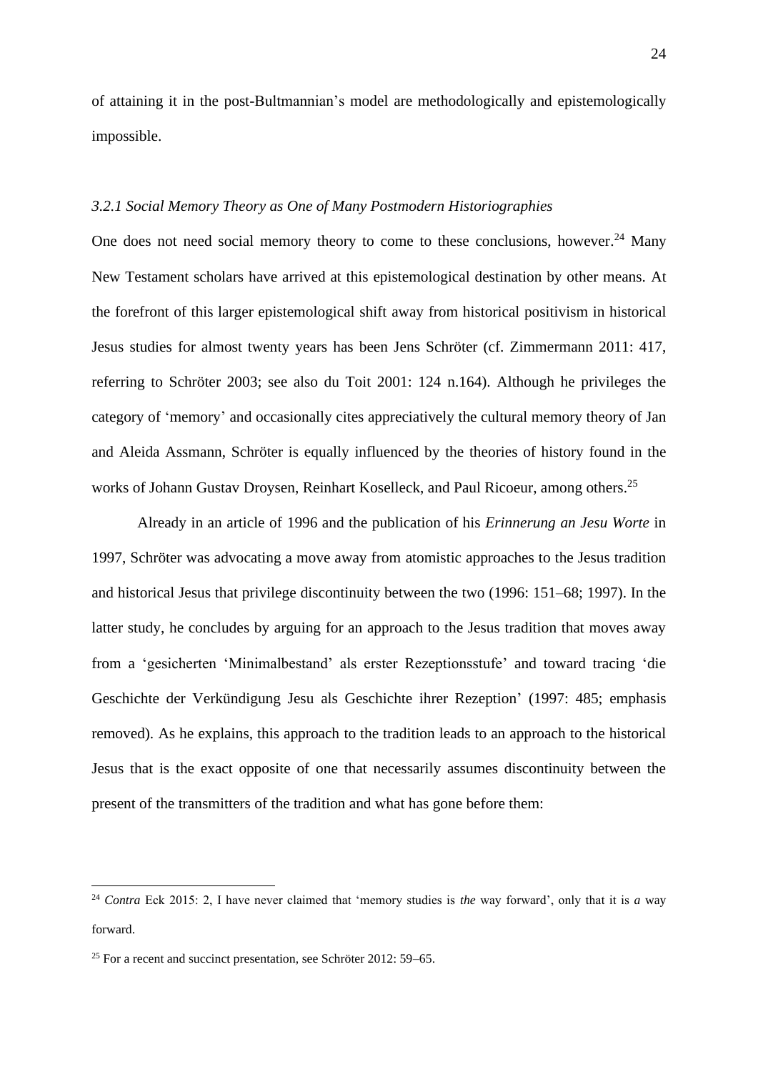of attaining it in the post-Bultmannian's model are methodologically and epistemologically impossible.

### *3.2.1 Social Memory Theory as One of Many Postmodern Historiographies*

One does not need social memory theory to come to these conclusions, however.[24] Many New Testament scholars have arrived at this epistemological destination by other means. At the forefront of this larger epistemological shift away from historical positivism in historical Jesus studies for almost twenty years has been Jens Schröter (cf. Zimmermann 2011: 417, referring to Schröter 2003; see also du Toit 2001: 124 n.164). Although he privileges the category of 'memory' and occasionally cites appreciatively the cultural memory theory of Jan and Aleida Assmann, Schröter is equally influenced by the theories of history found in the works of Johann Gustav Droysen, Reinhart Koselleck, and Paul Ricoeur, among others.[25]

Already in an article of 1996 and the publication of his *Erinnerung an Jesu Worte* in 1997, Schröter was advocating a move away from atomistic approaches to the Jesus tradition and historical Jesus that privilege discontinuity between the two (1996: 151–68; 1997). In the latter study, he concludes by arguing for an approach to the Jesus tradition that moves away from a 'gesicherten 'Minimalbestand' als erster Rezeptionsstufe' and toward tracing 'die Geschichte der Verkündigung Jesu als Geschichte ihrer Rezeption' (1997: 485; emphasis removed). As he explains, this approach to the tradition leads to an approach to the historical Jesus that is the exact opposite of one that necessarily assumes discontinuity between the present of the transmitters of the tradition and what has gone before them:

---

[24] *Contra* Eck 2015: 2, I have never claimed that 'memory studies is *the* way forward', only that it is *a* way forward.

[25] For a recent and succinct presentation, see Schröter 2012: 59–65.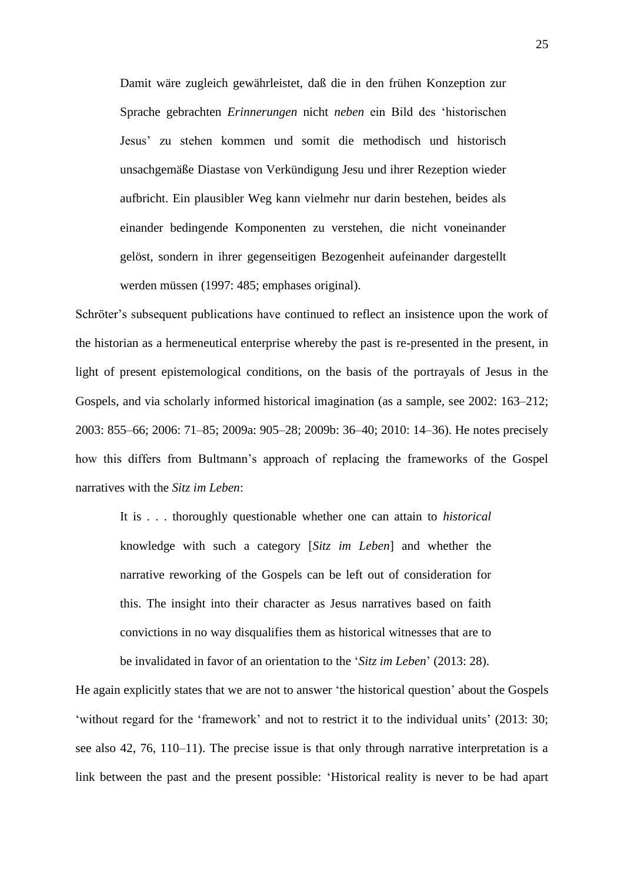> Damit wäre zugleich gewährleistet, daß die in den frühen Konzeption zur Sprache gebrachten *Erinnerungen* nicht *neben* ein Bild des 'historischen Jesus' zu stehen kommen und somit die methodisch und historisch unsachgemäße Diastase von Verkündigung Jesu und ihrer Rezeption wieder aufbricht. Ein plausibler Weg kann vielmehr nur darin bestehen, beides als einander bedingende Komponenten zu verstehen, die nicht voneinander gelöst, sondern in ihrer gegenseitigen Bezogenheit aufeinander dargestellt werden müssen (1997: 485; emphases original).

Schröter's subsequent publications have continued to reflect an insistence upon the work of the historian as a hermeneutical enterprise whereby the past is re-presented in the present, in light of present epistemological conditions, on the basis of the portrayals of Jesus in the Gospels, and via scholarly informed historical imagination (as a sample, see 2002: 163–212; 2003: 855–66; 2006: 71–85; 2009a: 905–28; 2009b: 36–40; 2010: 14–36). He notes precisely how this differs from Bultmann's approach of replacing the frameworks of the Gospel narratives with the *Sitz im Leben*:

> It is . . . thoroughly questionable whether one can attain to *historical* knowledge with such a category [*Sitz im Leben*] and whether the narrative reworking of the Gospels can be left out of consideration for this. The insight into their character as Jesus narratives based on faith convictions in no way disqualifies them as historical witnesses that are to be invalidated in favor of an orientation to the '*Sitz im Leben*' (2013: 28).

He again explicitly states that we are not to answer 'the historical question' about the Gospels 'without regard for the 'framework' and not to restrict it to the individual units' (2013: 30; see also 42, 76, 110–11). The precise issue is that only through narrative interpretation is a link between the past and the present possible: 'Historical reality is never to be had apart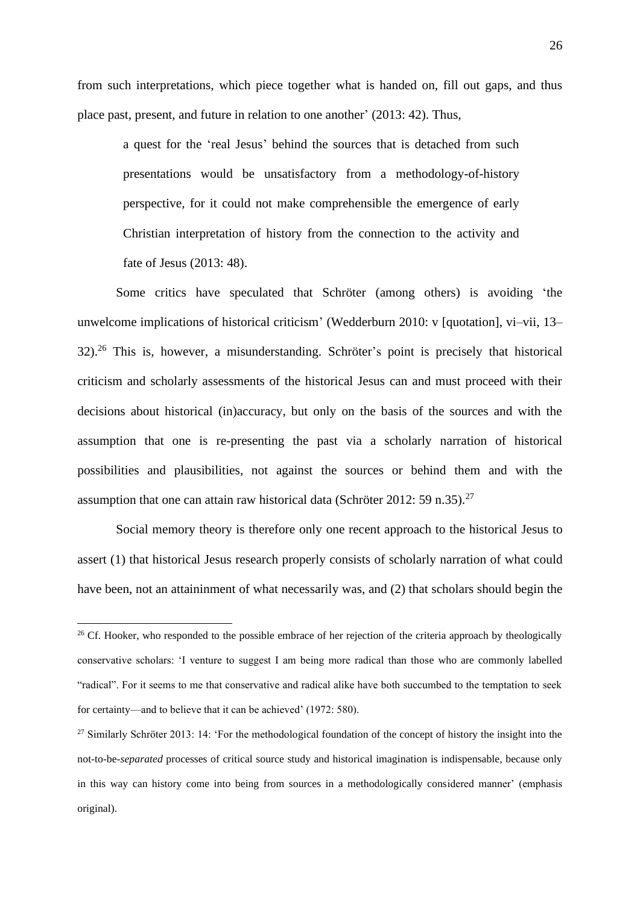from such interpretations, which piece together what is handed on, fill out gaps, and thus place past, present, and future in relation to one another' (2013: 42). Thus,

> a quest for the 'real Jesus' behind the sources that is detached from such presentations would be unsatisfactory from a methodology-of-history perspective, for it could not make comprehensible the emergence of early Christian interpretation of history from the connection to the activity and fate of Jesus (2013: 48).

Some critics have speculated that Schröter (among others) is avoiding 'the unwelcome implications of historical criticism' (Wedderburn 2010: v [quotation], vi–vii, 13–32).[26] This is, however, a misunderstanding. Schröter's point is precisely that historical criticism and scholarly assessments of the historical Jesus can and must proceed with their decisions about historical (in)accuracy, but only on the basis of the sources and with the assumption that one is re-presenting the past via a scholarly narration of historical possibilities and plausibilities, not against the sources or behind them and with the assumption that one can attain raw historical data (Schröter 2012: 59 n.35).[27]

Social memory theory is therefore only one recent approach to the historical Jesus to assert (1) that historical Jesus research properly consists of scholarly narration of what could have been, not an attaininment of what necessarily was, and (2) that scholars should begin the

[26] Cf. Hooker, who responded to the possible embrace of her rejection of the criteria approach by theologically conservative scholars: 'I venture to suggest I am being more radical than those who are commonly labelled "radical". For it seems to me that conservative and radical alike have both succumbed to the temptation to seek for certainty—and to believe that it can be achieved' (1972: 580).

[27] Similarly Schröter 2013: 14: 'For the methodological foundation of the concept of history the insight into the not-to-be-*separated* processes of critical source study and historical imagination is indispensable, because only in this way can history come into being from sources in a methodologically considered manner' (emphasis original).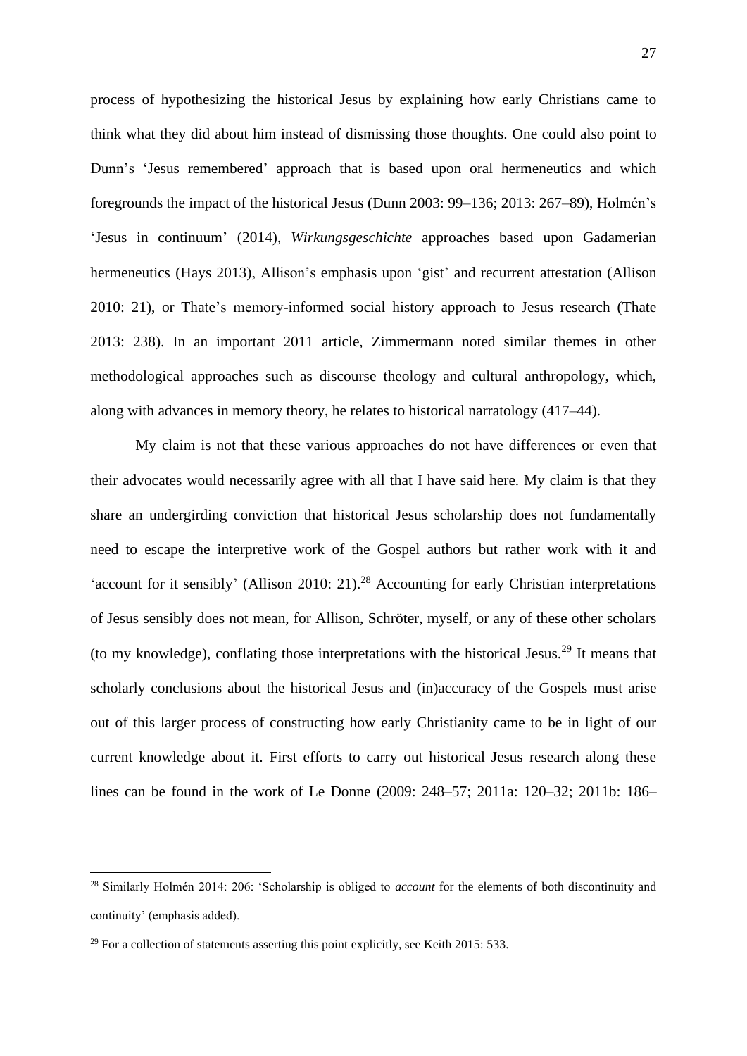process of hypothesizing the historical Jesus by explaining how early Christians came to think what they did about him instead of dismissing those thoughts. One could also point to Dunn's 'Jesus remembered' approach that is based upon oral hermeneutics and which foregrounds the impact of the historical Jesus (Dunn 2003: 99–136; 2013: 267–89), Holmén's 'Jesus in continuum' (2014), *Wirkungsgeschichte* approaches based upon Gadamerian hermeneutics (Hays 2013), Allison's emphasis upon 'gist' and recurrent attestation (Allison 2010: 21), or Thate's memory-informed social history approach to Jesus research (Thate 2013: 238). In an important 2011 article, Zimmermann noted similar themes in other methodological approaches such as discourse theology and cultural anthropology, which, along with advances in memory theory, he relates to historical narratology (417–44).

My claim is not that these various approaches do not have differences or even that their advocates would necessarily agree with all that I have said here. My claim is that they share an undergirding conviction that historical Jesus scholarship does not fundamentally need to escape the interpretive work of the Gospel authors but rather work with it and 'account for it sensibly' (Allison 2010: 21).[28] Accounting for early Christian interpretations of Jesus sensibly does not mean, for Allison, Schröter, myself, or any of these other scholars (to my knowledge), conflating those interpretations with the historical Jesus.[29] It means that scholarly conclusions about the historical Jesus and (in)accuracy of the Gospels must arise out of this larger process of constructing how early Christianity came to be in light of our current knowledge about it. First efforts to carry out historical Jesus research along these lines can be found in the work of Le Donne (2009: 248–57; 2011a: 120–32; 2011b: 186–

---

[28] Similarly Holmén 2014: 206: 'Scholarship is obliged to *account* for the elements of both discontinuity and continuity' (emphasis added).

[29] For a collection of statements asserting this point explicitly, see Keith 2015: 533.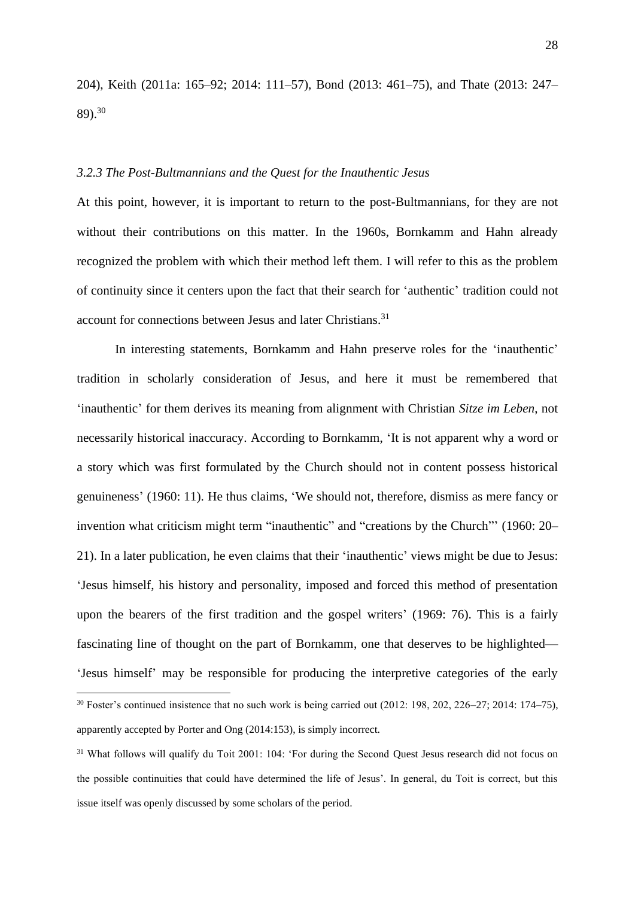204), Keith (2011a: 165–92; 2014: 111–57), Bond (2013: 461–75), and Thate (2013: 247–89).[30]

### *3.2.3 The Post-Bultmannians and the Quest for the Inauthentic Jesus*

At this point, however, it is important to return to the post-Bultmannians, for they are not without their contributions on this matter. In the 1960s, Bornkamm and Hahn already recognized the problem with which their method left them. I will refer to this as the problem of continuity since it centers upon the fact that their search for 'authentic' tradition could not account for connections between Jesus and later Christians.[31]

In interesting statements, Bornkamm and Hahn preserve roles for the 'inauthentic' tradition in scholarly consideration of Jesus, and here it must be remembered that 'inauthentic' for them derives its meaning from alignment with Christian *Sitze im Leben*, not necessarily historical inaccuracy. According to Bornkamm, 'It is not apparent why a word or a story which was first formulated by the Church should not in content possess historical genuineness' (1960: 11). He thus claims, 'We should not, therefore, dismiss as mere fancy or invention what criticism might term "inauthentic" and "creations by the Church"' (1960: 20–21). In a later publication, he even claims that their 'inauthentic' views might be due to Jesus: 'Jesus himself, his history and personality, imposed and forced this method of presentation upon the bearers of the first tradition and the gospel writers' (1969: 76). This is a fairly fascinating line of thought on the part of Bornkamm, one that deserves to be highlighted—'Jesus himself' may be responsible for producing the interpretive categories of the early

[30] Foster's continued insistence that no such work is being carried out (2012: 198, 202, 226–27; 2014: 174–75), apparently accepted by Porter and Ong (2014:153), is simply incorrect.

[31] What follows will qualify du Toit 2001: 104: 'For during the Second Quest Jesus research did not focus on the possible continuities that could have determined the life of Jesus'. In general, du Toit is correct, but this issue itself was openly discussed by some scholars of the period.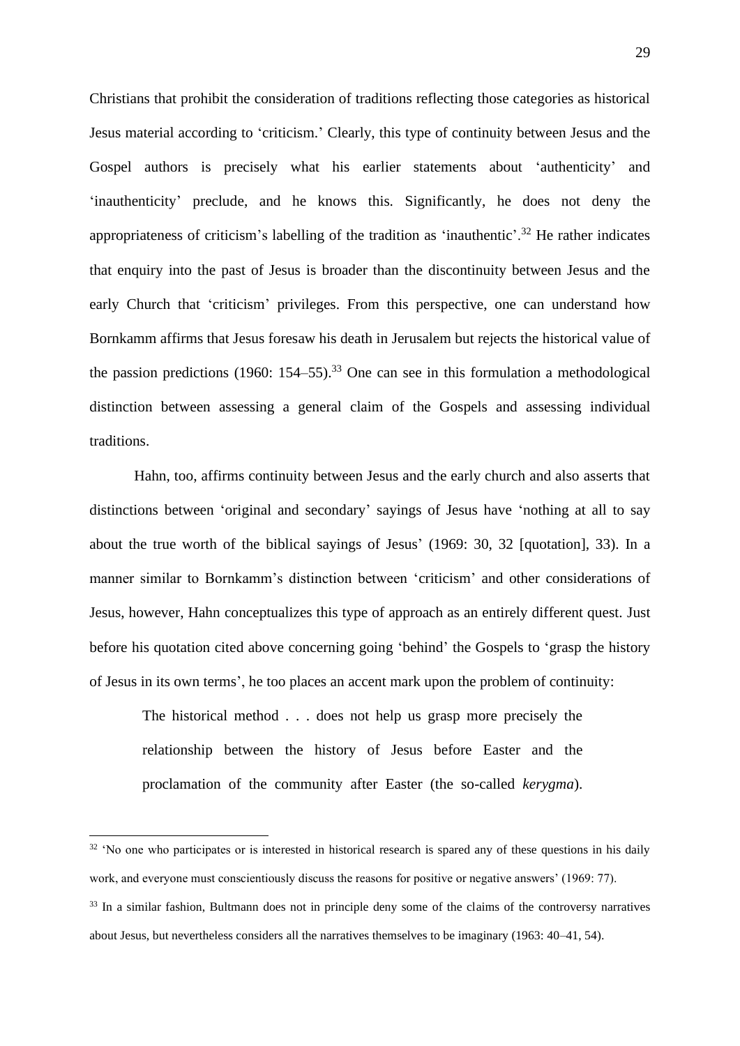Christians that prohibit the consideration of traditions reflecting those categories as historical Jesus material according to 'criticism.' Clearly, this type of continuity between Jesus and the Gospel authors is precisely what his earlier statements about 'authenticity' and 'inauthenticity' preclude, and he knows this. Significantly, he does not deny the appropriateness of criticism's labelling of the tradition as 'inauthentic'.[32] He rather indicates that enquiry into the past of Jesus is broader than the discontinuity between Jesus and the early Church that 'criticism' privileges. From this perspective, one can understand how Bornkamm affirms that Jesus foresaw his death in Jerusalem but rejects the historical value of the passion predictions (1960: 154–55).[33] One can see in this formulation a methodological distinction between assessing a general claim of the Gospels and assessing individual traditions.

Hahn, too, affirms continuity between Jesus and the early church and also asserts that distinctions between 'original and secondary' sayings of Jesus have 'nothing at all to say about the true worth of the biblical sayings of Jesus' (1969: 30, 32 [quotation], 33). In a manner similar to Bornkamm's distinction between 'criticism' and other considerations of Jesus, however, Hahn conceptualizes this type of approach as an entirely different quest. Just before his quotation cited above concerning going 'behind' the Gospels to 'grasp the history of Jesus in its own terms', he too places an accent mark upon the problem of continuity:

> The historical method . . . does not help us grasp more precisely the relationship between the history of Jesus before Easter and the proclamation of the community after Easter (the so-called *kerygma*).

---

[32] 'No one who participates or is interested in historical research is spared any of these questions in his daily work, and everyone must conscientiously discuss the reasons for positive or negative answers' (1969: 77).

[33] In a similar fashion, Bultmann does not in principle deny some of the claims of the controversy narratives about Jesus, but nevertheless considers all the narratives themselves to be imaginary (1963: 40–41, 54).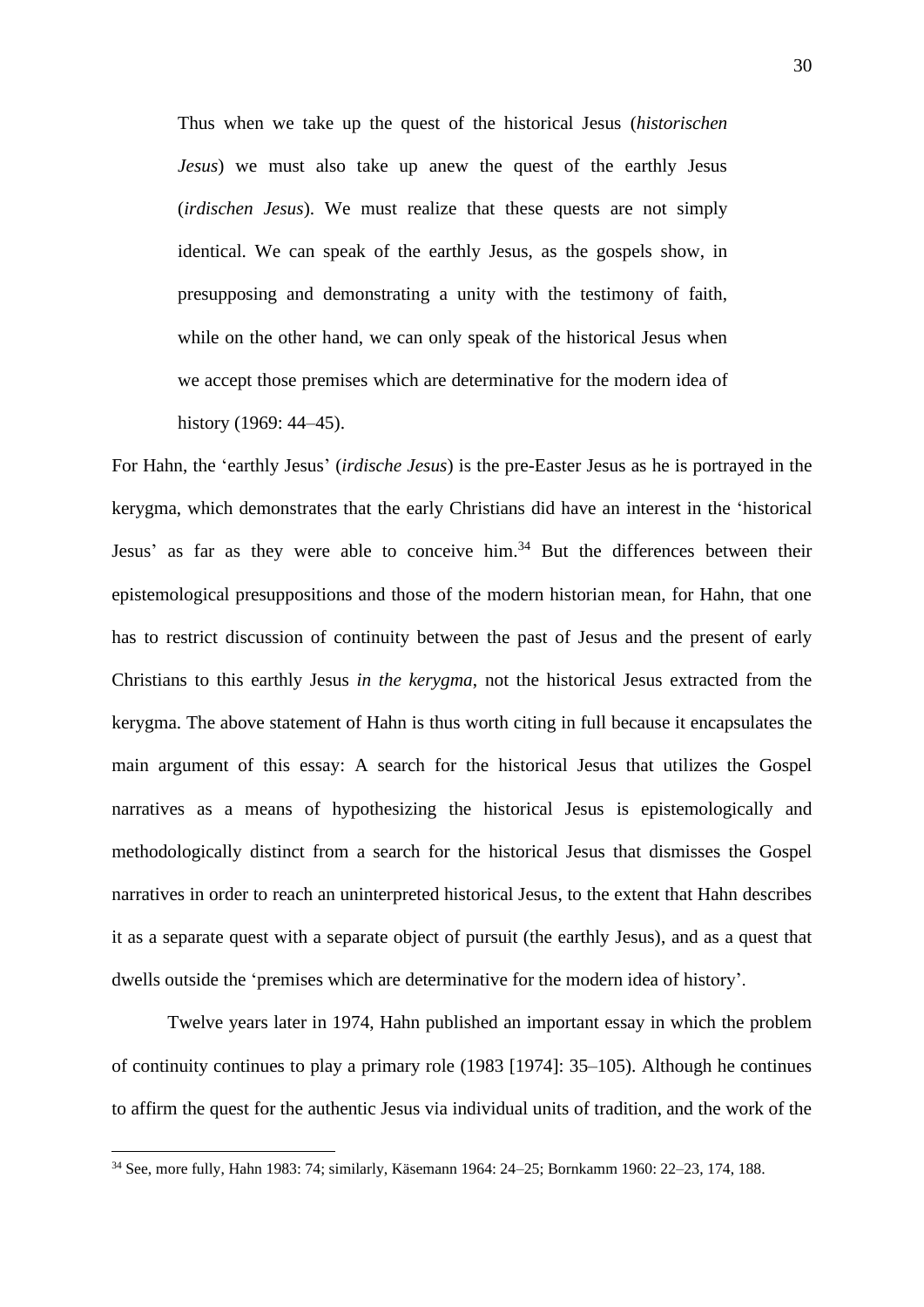> Thus when we take up the quest of the historical Jesus (*historischen Jesus*) we must also take up anew the quest of the earthly Jesus (*irdischen Jesus*). We must realize that these quests are not simply identical. We can speak of the earthly Jesus, as the gospels show, in presupposing and demonstrating a unity with the testimony of faith, while on the other hand, we can only speak of the historical Jesus when we accept those premises which are determinative for the modern idea of history (1969: 44–45).

For Hahn, the 'earthly Jesus' (*irdische Jesus*) is the pre-Easter Jesus as he is portrayed in the kerygma, which demonstrates that the early Christians did have an interest in the 'historical Jesus' as far as they were able to conceive him.[34] But the differences between their epistemological presuppositions and those of the modern historian mean, for Hahn, that one has to restrict discussion of continuity between the past of Jesus and the present of early Christians to this earthly Jesus *in the kerygma*, not the historical Jesus extracted from the kerygma. The above statement of Hahn is thus worth citing in full because it encapsulates the main argument of this essay: A search for the historical Jesus that utilizes the Gospel narratives as a means of hypothesizing the historical Jesus is epistemologically and methodologically distinct from a search for the historical Jesus that dismisses the Gospel narratives in order to reach an uninterpreted historical Jesus, to the extent that Hahn describes it as a separate quest with a separate object of pursuit (the earthly Jesus), and as a quest that dwells outside the 'premises which are determinative for the modern idea of history'.

Twelve years later in 1974, Hahn published an important essay in which the problem of continuity continues to play a primary role (1983 [1974]: 35–105). Although he continues to affirm the quest for the authentic Jesus via individual units of tradition, and the work of the

[34] See, more fully, Hahn 1983: 74; similarly, Käsemann 1964: 24–25; Bornkamm 1960: 22–23, 174, 188.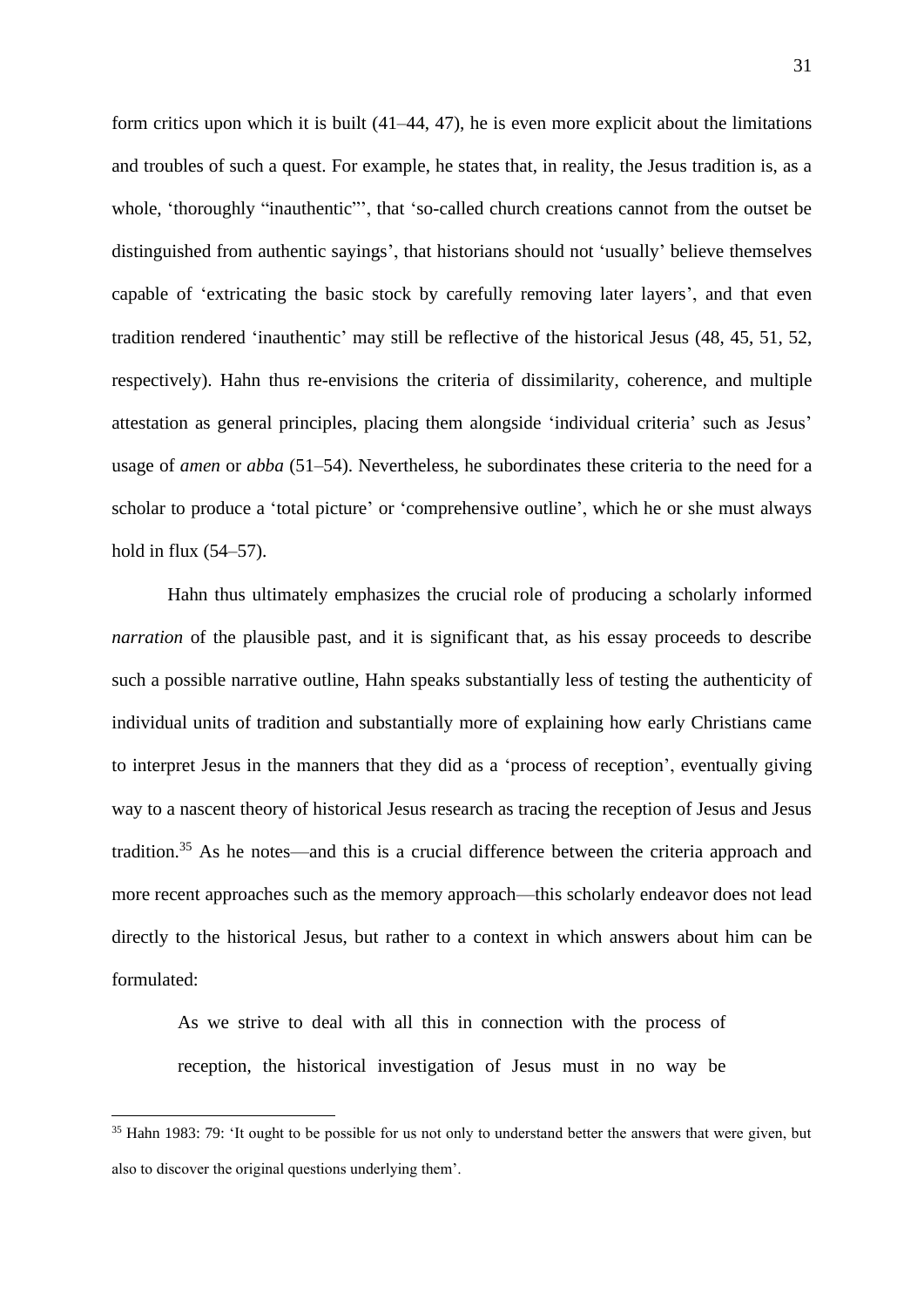form critics upon which it is built (41–44, 47), he is even more explicit about the limitations and troubles of such a quest. For example, he states that, in reality, the Jesus tradition is, as a whole, 'thoroughly "inauthentic"', that 'so-called church creations cannot from the outset be distinguished from authentic sayings', that historians should not 'usually' believe themselves capable of 'extricating the basic stock by carefully removing later layers', and that even tradition rendered 'inauthentic' may still be reflective of the historical Jesus (48, 45, 51, 52, respectively). Hahn thus re-envisions the criteria of dissimilarity, coherence, and multiple attestation as general principles, placing them alongside 'individual criteria' such as Jesus' usage of *amen* or *abba* (51–54). Nevertheless, he subordinates these criteria to the need for a scholar to produce a 'total picture' or 'comprehensive outline', which he or she must always hold in flux (54–57).

Hahn thus ultimately emphasizes the crucial role of producing a scholarly informed *narration* of the plausible past, and it is significant that, as his essay proceeds to describe such a possible narrative outline, Hahn speaks substantially less of testing the authenticity of individual units of tradition and substantially more of explaining how early Christians came to interpret Jesus in the manners that they did as a 'process of reception', eventually giving way to a nascent theory of historical Jesus research as tracing the reception of Jesus and Jesus tradition.[35] As he notes—and this is a crucial difference between the criteria approach and more recent approaches such as the memory approach—this scholarly endeavor does not lead directly to the historical Jesus, but rather to a context in which answers about him can be formulated:

> As we strive to deal with all this in connection with the process of reception, the historical investigation of Jesus must in no way be

---

[35] Hahn 1983: 79: 'It ought to be possible for us not only to understand better the answers that were given, but also to discover the original questions underlying them'.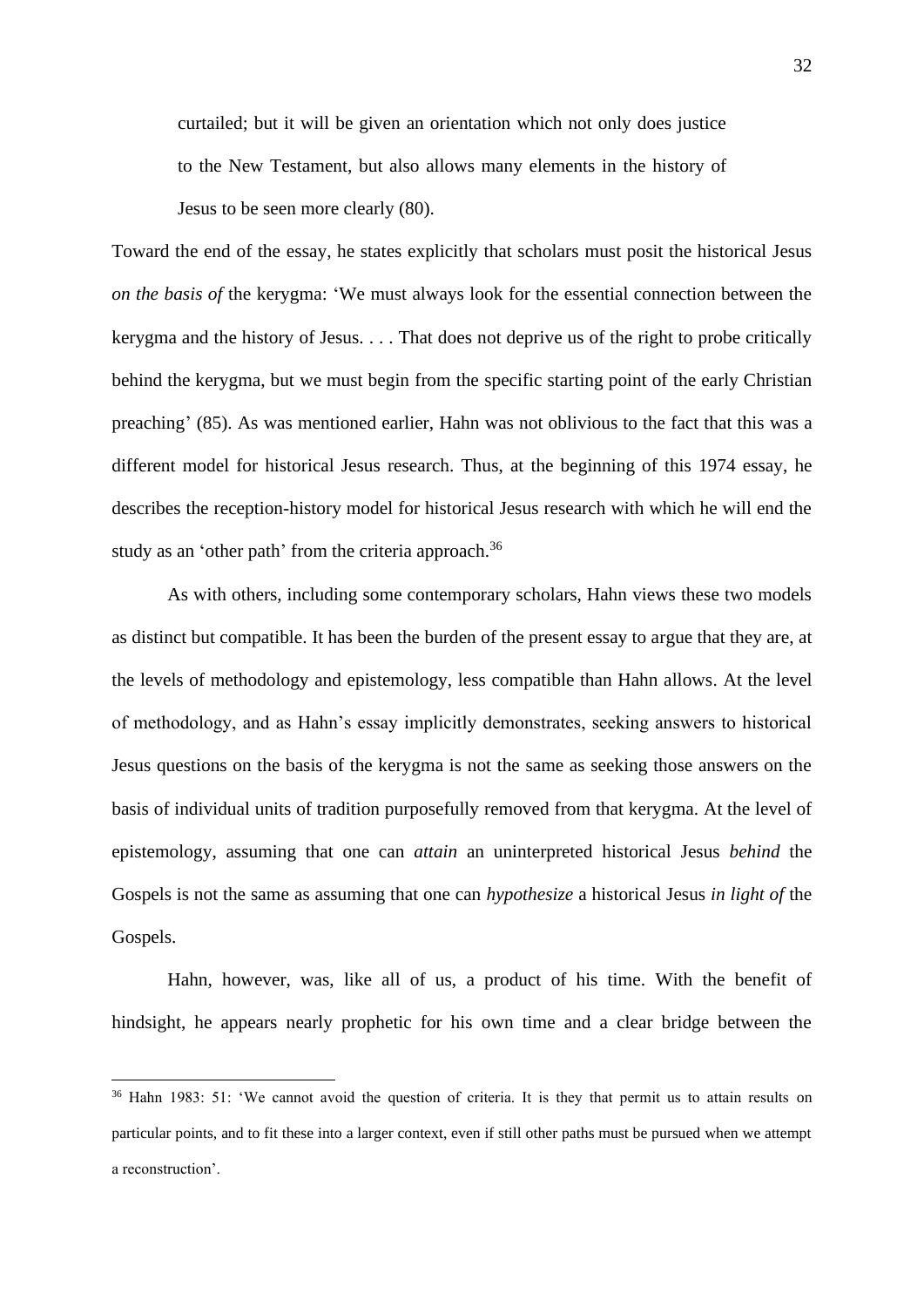> curtailed; but it will be given an orientation which not only does justice to the New Testament, but also allows many elements in the history of Jesus to be seen more clearly (80).

Toward the end of the essay, he states explicitly that scholars must posit the historical Jesus *on the basis of* the kerygma: 'We must always look for the essential connection between the kerygma and the history of Jesus. . . . That does not deprive us of the right to probe critically behind the kerygma, but we must begin from the specific starting point of the early Christian preaching' (85). As was mentioned earlier, Hahn was not oblivious to the fact that this was a different model for historical Jesus research. Thus, at the beginning of this 1974 essay, he describes the reception-history model for historical Jesus research with which he will end the study as an 'other path' from the criteria approach.[36]

As with others, including some contemporary scholars, Hahn views these two models as distinct but compatible. It has been the burden of the present essay to argue that they are, at the levels of methodology and epistemology, less compatible than Hahn allows. At the level of methodology, and as Hahn's essay implicitly demonstrates, seeking answers to historical Jesus questions on the basis of the kerygma is not the same as seeking those answers on the basis of individual units of tradition purposefully removed from that kerygma. At the level of epistemology, assuming that one can *attain* an uninterpreted historical Jesus *behind* the Gospels is not the same as assuming that one can *hypothesize* a historical Jesus *in light of* the Gospels.

Hahn, however, was, like all of us, a product of his time. With the benefit of hindsight, he appears nearly prophetic for his own time and a clear bridge between the

---

[36] Hahn 1983: 51: 'We cannot avoid the question of criteria. It is they that permit us to attain results on particular points, and to fit these into a larger context, even if still other paths must be pursued when we attempt a reconstruction'.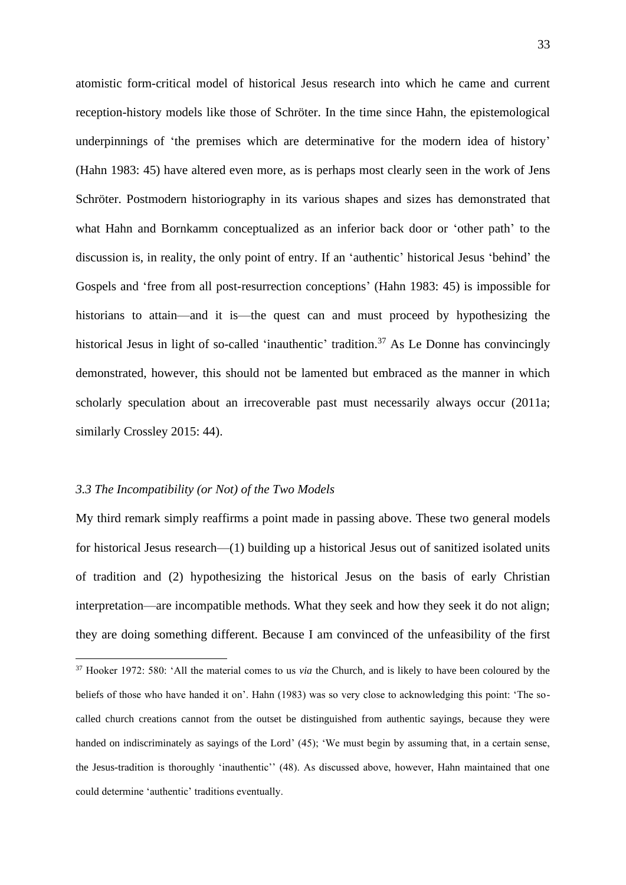atomistic form-critical model of historical Jesus research into which he came and current reception-history models like those of Schröter. In the time since Hahn, the epistemological underpinnings of 'the premises which are determinative for the modern idea of history' (Hahn 1983: 45) have altered even more, as is perhaps most clearly seen in the work of Jens Schröter. Postmodern historiography in its various shapes and sizes has demonstrated that what Hahn and Bornkamm conceptualized as an inferior back door or 'other path' to the discussion is, in reality, the only point of entry. If an 'authentic' historical Jesus 'behind' the Gospels and 'free from all post-resurrection conceptions' (Hahn 1983: 45) is impossible for historians to attain—and it is—the quest can and must proceed by hypothesizing the historical Jesus in light of so-called 'inauthentic' tradition.[37] As Le Donne has convincingly demonstrated, however, this should not be lamented but embraced as the manner in which scholarly speculation about an irrecoverable past must necessarily always occur (2011a; similarly Crossley 2015: 44).

### *3.3 The Incompatibility (or Not) of the Two Models*

My third remark simply reaffirms a point made in passing above. These two general models for historical Jesus research—(1) building up a historical Jesus out of sanitized isolated units of tradition and (2) hypothesizing the historical Jesus on the basis of early Christian interpretation—are incompatible methods. What they seek and how they seek it do not align; they are doing something different. Because I am convinced of the unfeasibility of the first

[37] Hooker 1972: 580: 'All the material comes to us *via* the Church, and is likely to have been coloured by the beliefs of those who have handed it on'. Hahn (1983) was so very close to acknowledging this point: 'The so-called church creations cannot from the outset be distinguished from authentic sayings, because they were handed on indiscriminately as sayings of the Lord' (45); 'We must begin by assuming that, in a certain sense, the Jesus-tradition is thoroughly 'inauthentic'' (48). As discussed above, however, Hahn maintained that one could determine 'authentic' traditions eventually.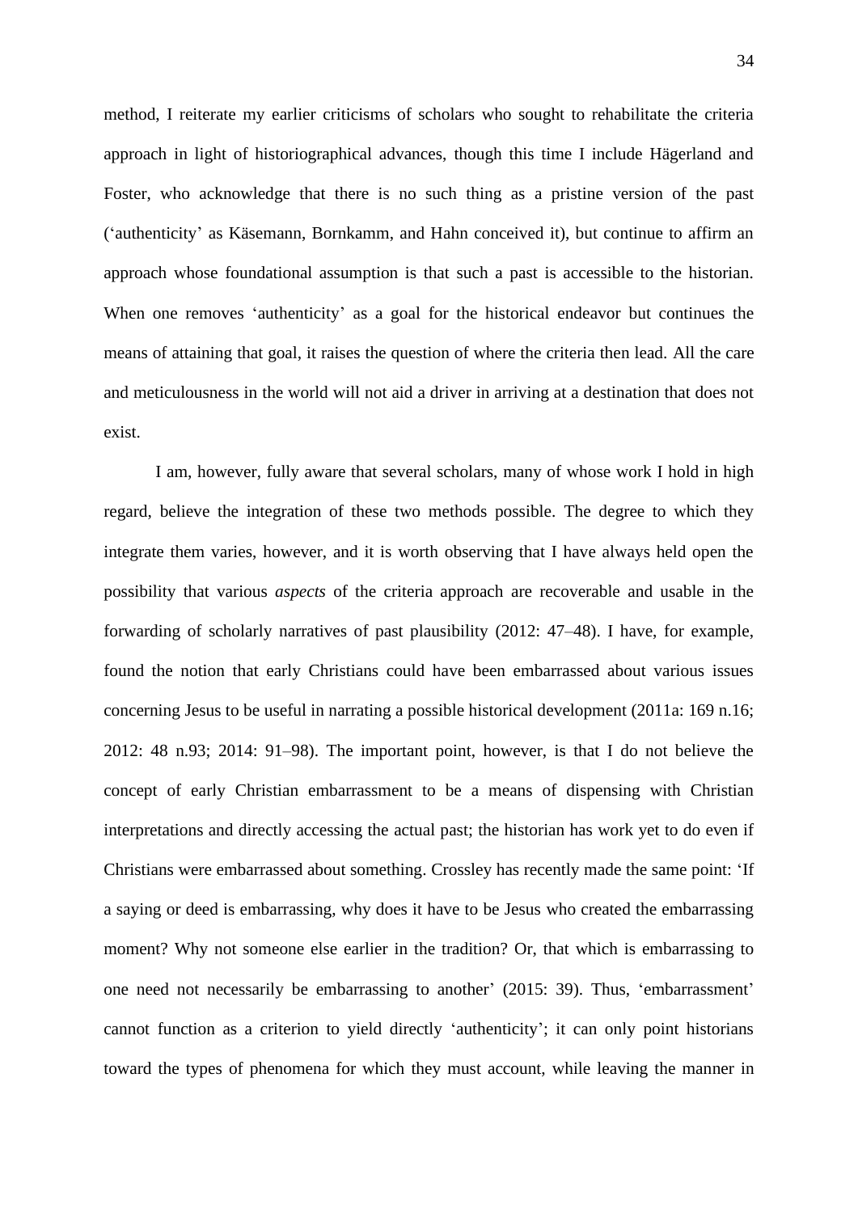method, I reiterate my earlier criticisms of scholars who sought to rehabilitate the criteria approach in light of historiographical advances, though this time I include Hägerland and Foster, who acknowledge that there is no such thing as a pristine version of the past ('authenticity' as Käsemann, Bornkamm, and Hahn conceived it), but continue to affirm an approach whose foundational assumption is that such a past is accessible to the historian. When one removes 'authenticity' as a goal for the historical endeavor but continues the means of attaining that goal, it raises the question of where the criteria then lead. All the care and meticulousness in the world will not aid a driver in arriving at a destination that does not exist.

I am, however, fully aware that several scholars, many of whose work I hold in high regard, believe the integration of these two methods possible. The degree to which they integrate them varies, however, and it is worth observing that I have always held open the possibility that various *aspects* of the criteria approach are recoverable and usable in the forwarding of scholarly narratives of past plausibility (2012: 47–48). I have, for example, found the notion that early Christians could have been embarrassed about various issues concerning Jesus to be useful in narrating a possible historical development (2011a: 169 n.16; 2012: 48 n.93; 2014: 91–98). The important point, however, is that I do not believe the concept of early Christian embarrassment to be a means of dispensing with Christian interpretations and directly accessing the actual past; the historian has work yet to do even if Christians were embarrassed about something. Crossley has recently made the same point: 'If a saying or deed is embarrassing, why does it have to be Jesus who created the embarrassing moment? Why not someone else earlier in the tradition? Or, that which is embarrassing to one need not necessarily be embarrassing to another' (2015: 39). Thus, 'embarrassment' cannot function as a criterion to yield directly 'authenticity'; it can only point historians toward the types of phenomena for which they must account, while leaving the manner in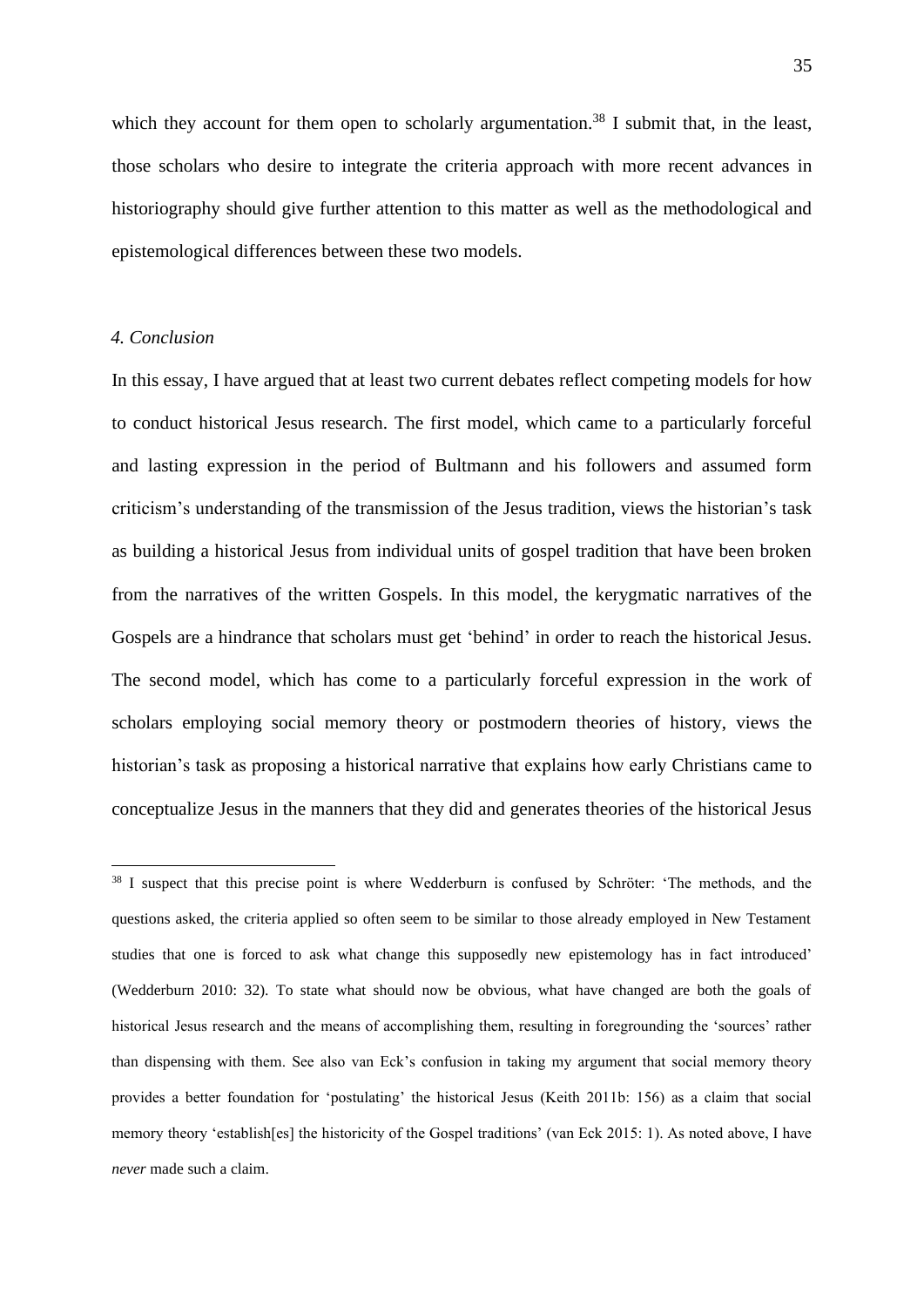which they account for them open to scholarly argumentation.[38] I submit that, in the least, those scholars who desire to integrate the criteria approach with more recent advances in historiography should give further attention to this matter as well as the methodological and epistemological differences between these two models.

### *4. Conclusion*

In this essay, I have argued that at least two current debates reflect competing models for how to conduct historical Jesus research. The first model, which came to a particularly forceful and lasting expression in the period of Bultmann and his followers and assumed form criticism's understanding of the transmission of the Jesus tradition, views the historian's task as building a historical Jesus from individual units of gospel tradition that have been broken from the narratives of the written Gospels. In this model, the kerygmatic narratives of the Gospels are a hindrance that scholars must get 'behind' in order to reach the historical Jesus. The second model, which has come to a particularly forceful expression in the work of scholars employing social memory theory or postmodern theories of history, views the historian's task as proposing a historical narrative that explains how early Christians came to conceptualize Jesus in the manners that they did and generates theories of the historical Jesus

[38] I suspect that this precise point is where Wedderburn is confused by Schröter: 'The methods, and the questions asked, the criteria applied so often seem to be similar to those already employed in New Testament studies that one is forced to ask what change this supposedly new epistemology has in fact introduced' (Wedderburn 2010: 32). To state what should now be obvious, what have changed are both the goals of historical Jesus research and the means of accomplishing them, resulting in foregrounding the 'sources' rather than dispensing with them. See also van Eck's confusion in taking my argument that social memory theory provides a better foundation for 'postulating' the historical Jesus (Keith 2011b: 156) as a claim that social memory theory 'establish[es] the historicity of the Gospel traditions' (van Eck 2015: 1). As noted above, I have *never* made such a claim.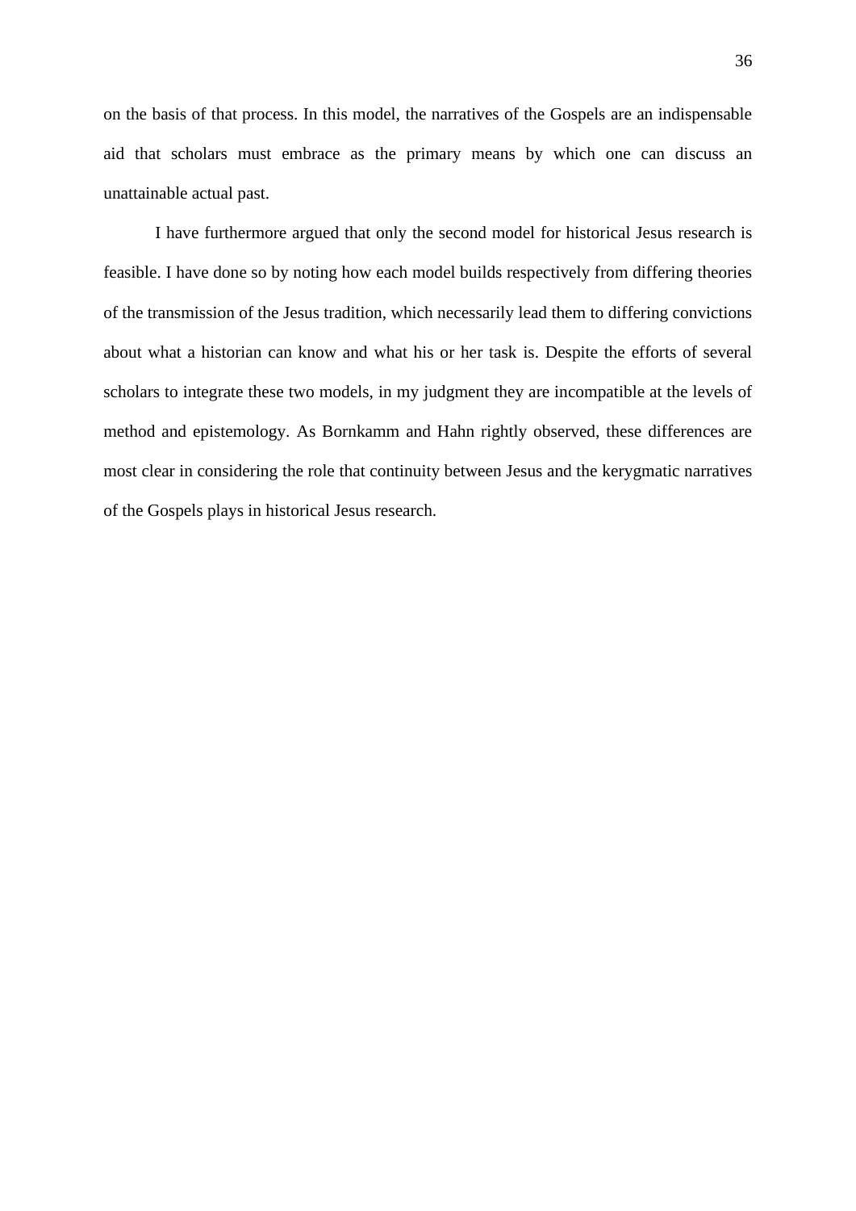on the basis of that process. In this model, the narratives of the Gospels are an indispensable aid that scholars must embrace as the primary means by which one can discuss an unattainable actual past.

I have furthermore argued that only the second model for historical Jesus research is feasible. I have done so by noting how each model builds respectively from differing theories of the transmission of the Jesus tradition, which necessarily lead them to differing convictions about what a historian can know and what his or her task is. Despite the efforts of several scholars to integrate these two models, in my judgment they are incompatible at the levels of method and epistemology. As Bornkamm and Hahn rightly observed, these differences are most clear in considering the role that continuity between Jesus and the kerygmatic narratives of the Gospels plays in historical Jesus research.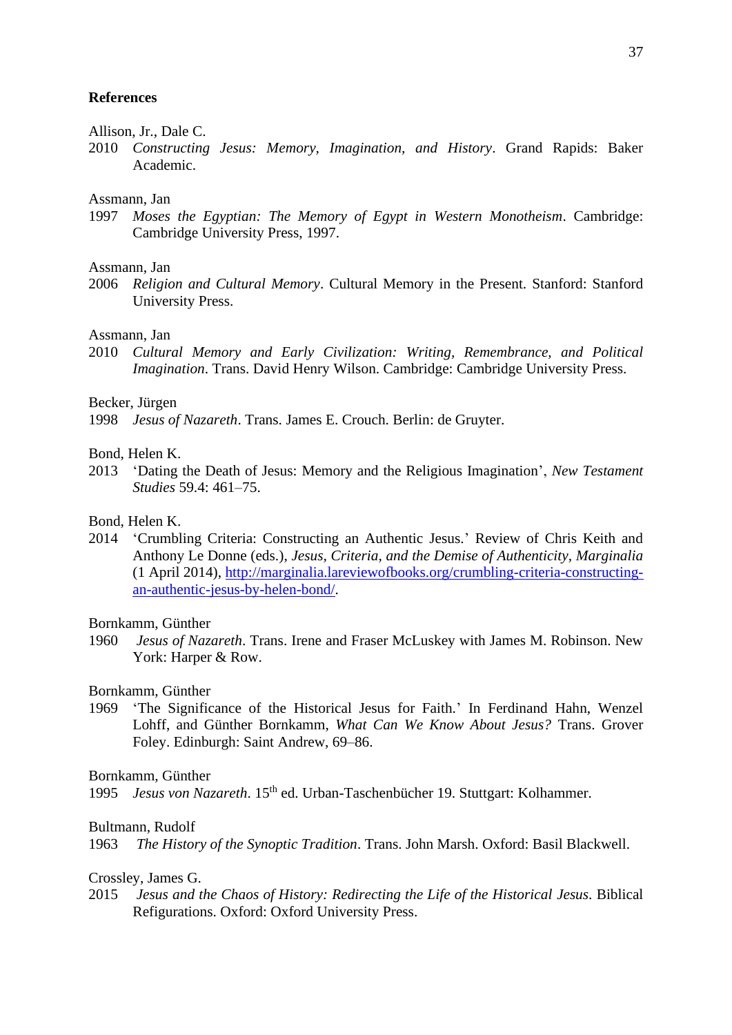**References**

Allison, Jr., Dale C.
2010 *Constructing Jesus: Memory, Imagination, and History*. Grand Rapids: Baker Academic.

Assmann, Jan
1997 *Moses the Egyptian: The Memory of Egypt in Western Monotheism*. Cambridge: Cambridge University Press, 1997.

Assmann, Jan
2006 *Religion and Cultural Memory*. Cultural Memory in the Present. Stanford: Stanford University Press.

Assmann, Jan
2010 *Cultural Memory and Early Civilization: Writing, Remembrance, and Political Imagination*. Trans. David Henry Wilson. Cambridge: Cambridge University Press.

Becker, Jürgen
1998 *Jesus of Nazareth*. Trans. James E. Crouch. Berlin: de Gruyter.

Bond, Helen K.
2013 'Dating the Death of Jesus: Memory and the Religious Imagination', *New Testament Studies* 59.4: 461–75.

Bond, Helen K.
2014 'Crumbling Criteria: Constructing an Authentic Jesus.' Review of Chris Keith and Anthony Le Donne (eds.), *Jesus, Criteria, and the Demise of Authenticity*, *Marginalia* (1 April 2014), http://marginalia.lareviewofbooks.org/crumbling-criteria-constructing-an-authentic-jesus-by-helen-bond/.

Bornkamm, Günther
1960 *Jesus of Nazareth*. Trans. Irene and Fraser McLuskey with James M. Robinson. New York: Harper & Row.

Bornkamm, Günther
1969 'The Significance of the Historical Jesus for Faith.' In Ferdinand Hahn, Wenzel Lohff, and Günther Bornkamm, *What Can We Know About Jesus?* Trans. Grover Foley. Edinburgh: Saint Andrew, 69–86.

Bornkamm, Günther
1995 *Jesus von Nazareth*. 15th ed. Urban-Taschenbücher 19. Stuttgart: Kolhammer.

Bultmann, Rudolf
1963 *The History of the Synoptic Tradition*. Trans. John Marsh. Oxford: Basil Blackwell.

Crossley, James G.
2015 *Jesus and the Chaos of History: Redirecting the Life of the Historical Jesus*. Biblical Refigurations. Oxford: Oxford University Press.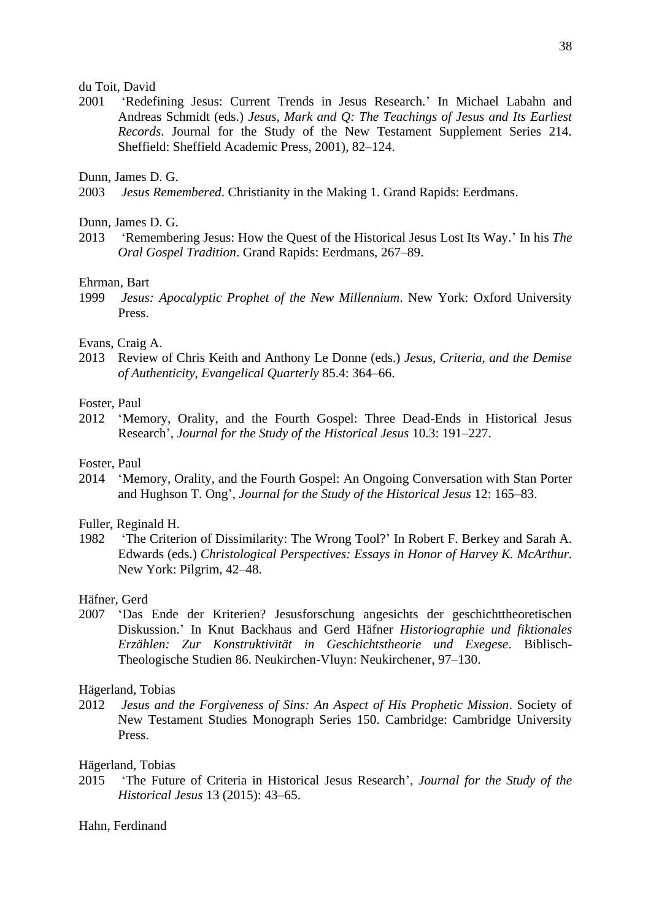du Toit, David

2001 'Redefining Jesus: Current Trends in Jesus Research.' In Michael Labahn and Andreas Schmidt (eds.) *Jesus, Mark and Q: The Teachings of Jesus and Its Earliest Records*. Journal for the Study of the New Testament Supplement Series 214. Sheffield: Sheffield Academic Press, 2001), 82–124.

Dunn, James D. G.

2003 *Jesus Remembered*. Christianity in the Making 1. Grand Rapids: Eerdmans.

Dunn, James D. G.

2013 'Remembering Jesus: How the Quest of the Historical Jesus Lost Its Way.' In his *The Oral Gospel Tradition*. Grand Rapids: Eerdmans, 267–89.

Ehrman, Bart

1999 *Jesus: Apocalyptic Prophet of the New Millennium*. New York: Oxford University Press.

Evans, Craig A.

2013 Review of Chris Keith and Anthony Le Donne (eds.) *Jesus, Criteria, and the Demise of Authenticity*, *Evangelical Quarterly* 85.4: 364–66.

Foster, Paul

2012 'Memory, Orality, and the Fourth Gospel: Three Dead-Ends in Historical Jesus Research', *Journal for the Study of the Historical Jesus* 10.3: 191–227.

Foster, Paul

2014 'Memory, Orality, and the Fourth Gospel: An Ongoing Conversation with Stan Porter and Hughson T. Ong', *Journal for the Study of the Historical Jesus* 12: 165–83.

Fuller, Reginald H.

1982 'The Criterion of Dissimilarity: The Wrong Tool?' In Robert F. Berkey and Sarah A. Edwards (eds.) *Christological Perspectives: Essays in Honor of Harvey K. McArthur.* New York: Pilgrim, 42–48.

Häfner, Gerd

2007 'Das Ende der Kriterien? Jesusforschung angesichts der geschichttheoretischen Diskussion.' In Knut Backhaus and Gerd Häfner *Historiographie und fiktionales Erzählen: Zur Konstruktivität in Geschichtstheorie und Exegese*. Biblisch-Theologische Studien 86. Neukirchen-Vluyn: Neukirchener, 97–130.

Hägerland, Tobias

2012 *Jesus and the Forgiveness of Sins: An Aspect of His Prophetic Mission*. Society of New Testament Studies Monograph Series 150. Cambridge: Cambridge University Press.

Hägerland, Tobias

2015 'The Future of Criteria in Historical Jesus Research', *Journal for the Study of the Historical Jesus* 13 (2015): 43–65.

Hahn, Ferdinand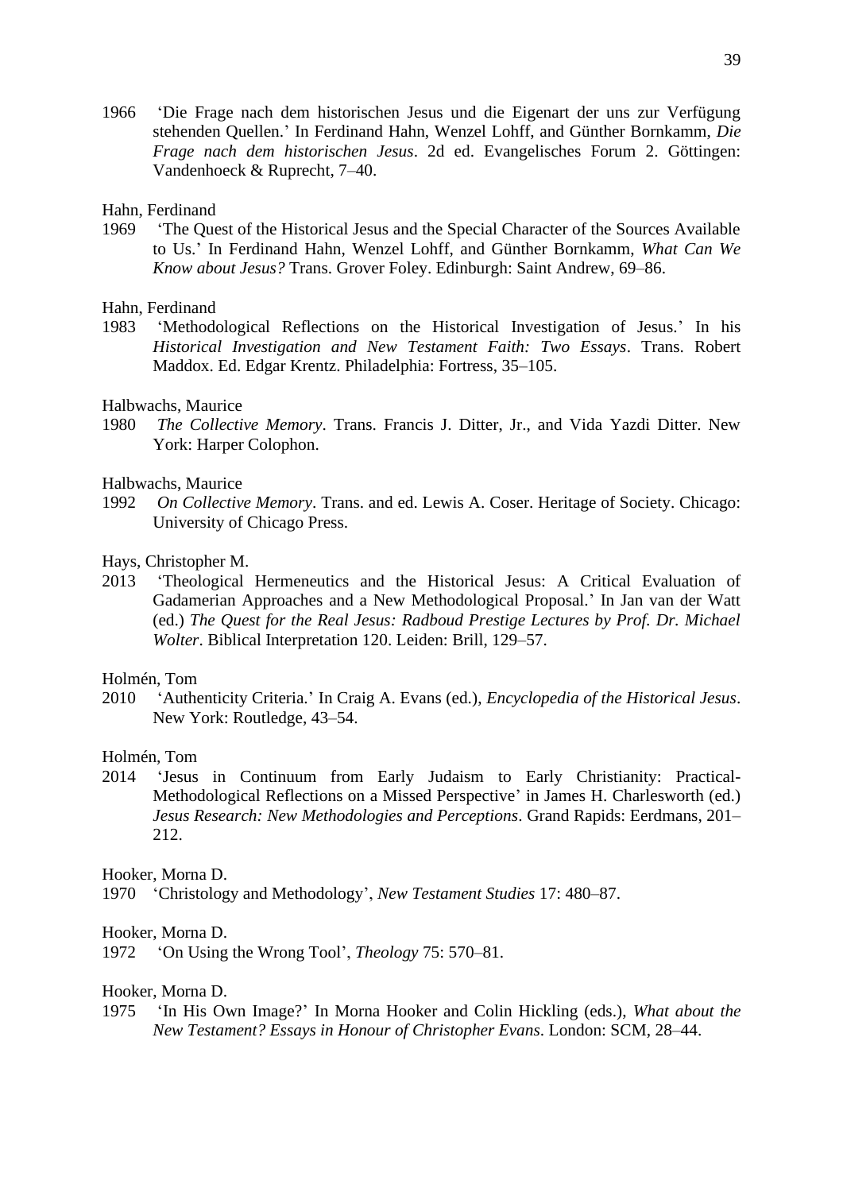1966 'Die Frage nach dem historischen Jesus und die Eigenart der uns zur Verfügung stehenden Quellen.' In Ferdinand Hahn, Wenzel Lohff, and Günther Bornkamm, *Die Frage nach dem historischen Jesus*. 2d ed. Evangelisches Forum 2. Göttingen: Vandenhoeck & Ruprecht, 7–40.

Hahn, Ferdinand

1969 'The Quest of the Historical Jesus and the Special Character of the Sources Available to Us.' In Ferdinand Hahn, Wenzel Lohff, and Günther Bornkamm, *What Can We Know about Jesus?* Trans. Grover Foley. Edinburgh: Saint Andrew, 69–86.

Hahn, Ferdinand

1983 'Methodological Reflections on the Historical Investigation of Jesus.' In his *Historical Investigation and New Testament Faith: Two Essays*. Trans. Robert Maddox. Ed. Edgar Krentz. Philadelphia: Fortress, 35–105.

Halbwachs, Maurice

1980 *The Collective Memory*. Trans. Francis J. Ditter, Jr., and Vida Yazdi Ditter. New York: Harper Colophon.

Halbwachs, Maurice

1992 *On Collective Memory*. Trans. and ed. Lewis A. Coser. Heritage of Society. Chicago: University of Chicago Press.

Hays, Christopher M.

2013 'Theological Hermeneutics and the Historical Jesus: A Critical Evaluation of Gadamerian Approaches and a New Methodological Proposal.' In Jan van der Watt (ed.) *The Quest for the Real Jesus: Radboud Prestige Lectures by Prof. Dr. Michael Wolter*. Biblical Interpretation 120. Leiden: Brill, 129–57.

Holmén, Tom

2010 'Authenticity Criteria.' In Craig A. Evans (ed.), *Encyclopedia of the Historical Jesus*. New York: Routledge, 43–54.

Holmén, Tom

2014 'Jesus in Continuum from Early Judaism to Early Christianity: Practical-Methodological Reflections on a Missed Perspective' in James H. Charlesworth (ed.) *Jesus Research: New Methodologies and Perceptions*. Grand Rapids: Eerdmans, 201–212.

Hooker, Morna D.

1970 'Christology and Methodology', *New Testament Studies* 17: 480–87.

Hooker, Morna D.

1972 'On Using the Wrong Tool', *Theology* 75: 570–81.

Hooker, Morna D.

1975 'In His Own Image?' In Morna Hooker and Colin Hickling (eds.), *What about the New Testament? Essays in Honour of Christopher Evans*. London: SCM, 28–44.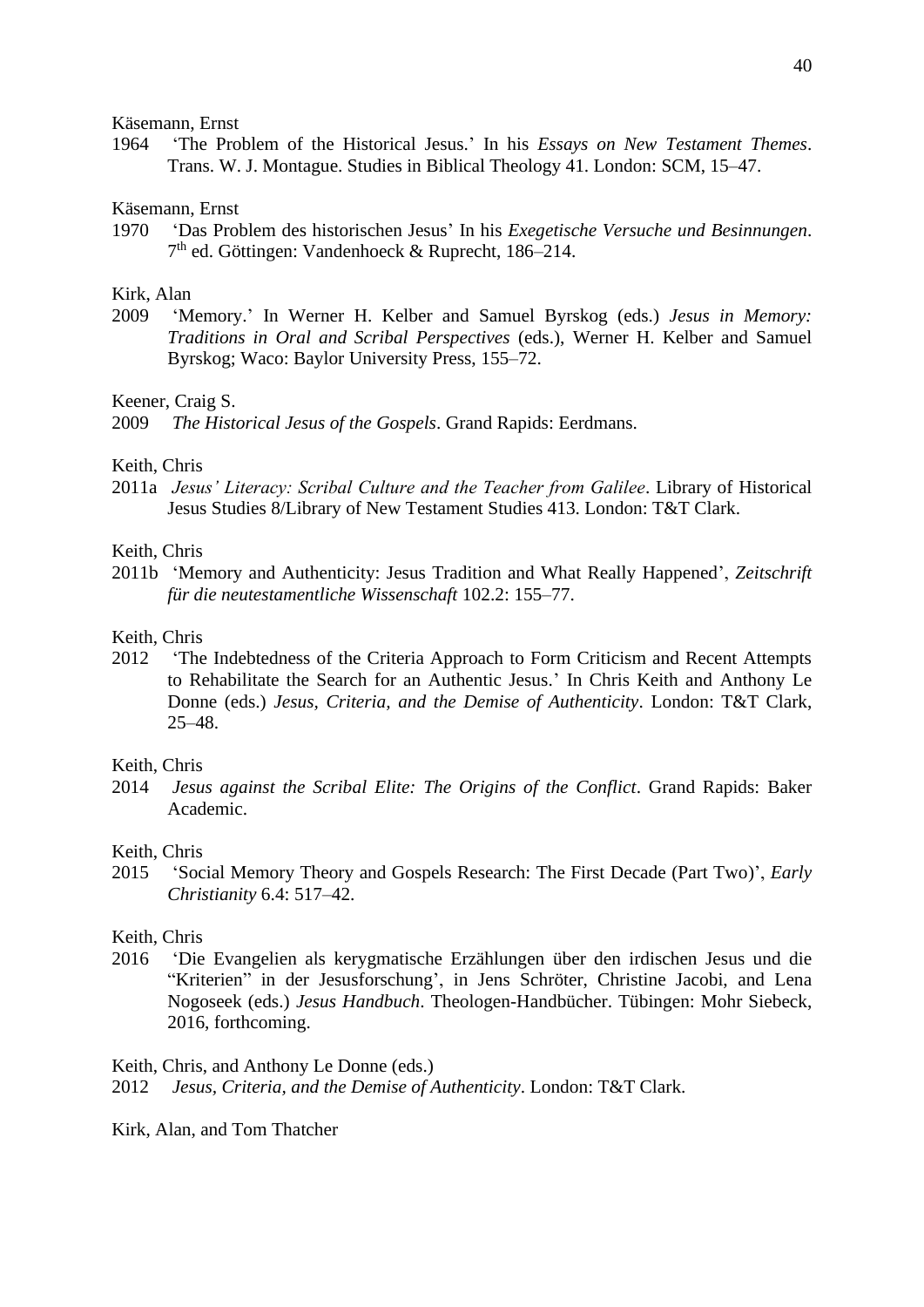Käsemann, Ernst

1964 ‘The Problem of the Historical Jesus.’ In his *Essays on New Testament Themes*. Trans. W. J. Montague. Studies in Biblical Theology 41. London: SCM, 15–47.

Käsemann, Ernst

1970 ‘Das Problem des historischen Jesus’ In his *Exegetische Versuche und Besinnungen*. 7th ed. Göttingen: Vandenhoeck & Ruprecht, 186–214.

Kirk, Alan

2009 ‘Memory.’ In Werner H. Kelber and Samuel Byrskog (eds.) *Jesus in Memory: Traditions in Oral and Scribal Perspectives* (eds.), Werner H. Kelber and Samuel Byrskog; Waco: Baylor University Press, 155–72.

Keener, Craig S.

2009 *The Historical Jesus of the Gospels*. Grand Rapids: Eerdmans.

Keith, Chris

2011a *Jesus' Literacy: Scribal Culture and the Teacher from Galilee*. Library of Historical Jesus Studies 8/Library of New Testament Studies 413. London: T&T Clark.

Keith, Chris

2011b ‘Memory and Authenticity: Jesus Tradition and What Really Happened’, *Zeitschrift für die neutestamentliche Wissenschaft* 102.2: 155–77.

Keith, Chris

2012 ‘The Indebtedness of the Criteria Approach to Form Criticism and Recent Attempts to Rehabilitate the Search for an Authentic Jesus.’ In Chris Keith and Anthony Le Donne (eds.) *Jesus, Criteria, and the Demise of Authenticity*. London: T&T Clark, 25–48.

Keith, Chris

2014 *Jesus against the Scribal Elite: The Origins of the Conflict*. Grand Rapids: Baker Academic.

Keith, Chris

2015 ‘Social Memory Theory and Gospels Research: The First Decade (Part Two)’, *Early Christianity* 6.4: 517–42.

Keith, Chris

2016 ‘Die Evangelien als kerygmatische Erzählungen über den irdischen Jesus und die “Kriterien” in der Jesusforschung’, in Jens Schröter, Christine Jacobi, and Lena Nogoseek (eds.) *Jesus Handbuch*. Theologen-Handbücher. Tübingen: Mohr Siebeck, 2016, forthcoming.

Keith, Chris, and Anthony Le Donne (eds.)

2012 *Jesus, Criteria, and the Demise of Authenticity*. London: T&T Clark.

Kirk, Alan, and Tom Thatcher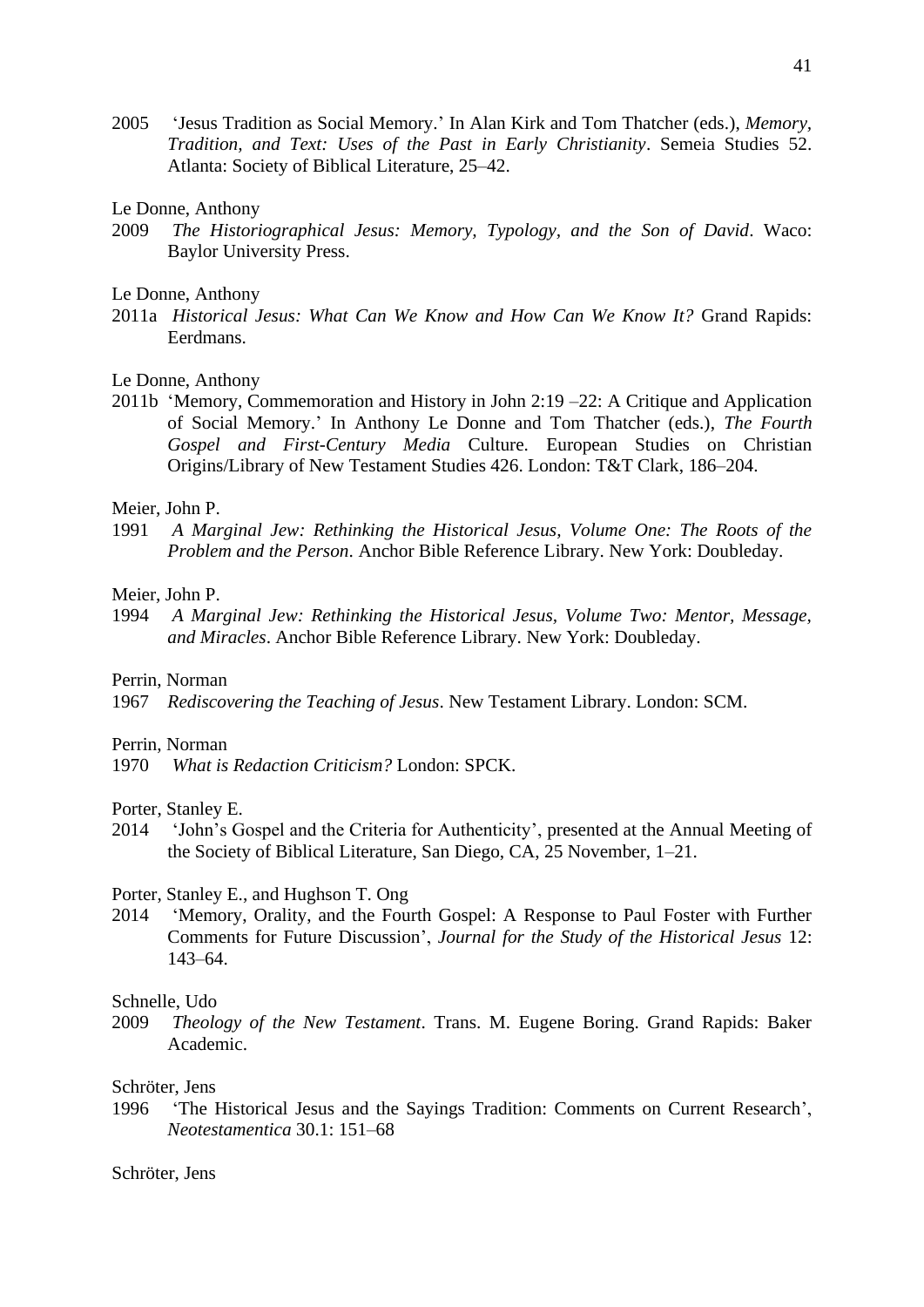2005 'Jesus Tradition as Social Memory.' In Alan Kirk and Tom Thatcher (eds.), *Memory, Tradition, and Text: Uses of the Past in Early Christianity*. Semeia Studies 52. Atlanta: Society of Biblical Literature, 25–42.

Le Donne, Anthony

2009 *The Historiographical Jesus: Memory, Typology, and the Son of David*. Waco: Baylor University Press.

Le Donne, Anthony

2011a *Historical Jesus: What Can We Know and How Can We Know It?* Grand Rapids: Eerdmans.

Le Donne, Anthony

2011b 'Memory, Commemoration and History in John 2:19 –22: A Critique and Application of Social Memory.' In Anthony Le Donne and Tom Thatcher (eds.), *The Fourth Gospel and First-Century Media* Culture. European Studies on Christian Origins/Library of New Testament Studies 426. London: T&T Clark, 186–204.

Meier, John P.

1991 *A Marginal Jew: Rethinking the Historical Jesus, Volume One: The Roots of the Problem and the Person*. Anchor Bible Reference Library. New York: Doubleday.

Meier, John P.

1994 *A Marginal Jew: Rethinking the Historical Jesus, Volume Two: Mentor, Message, and Miracles*. Anchor Bible Reference Library. New York: Doubleday.

Perrin, Norman

1967 *Rediscovering the Teaching of Jesus*. New Testament Library. London: SCM.

Perrin, Norman

1970 *What is Redaction Criticism?* London: SPCK.

Porter, Stanley E.

2014 'John's Gospel and the Criteria for Authenticity', presented at the Annual Meeting of the Society of Biblical Literature, San Diego, CA, 25 November, 1–21.

Porter, Stanley E., and Hughson T. Ong

2014 'Memory, Orality, and the Fourth Gospel: A Response to Paul Foster with Further Comments for Future Discussion', *Journal for the Study of the Historical Jesus* 12: 143–64.

Schnelle, Udo

2009 *Theology of the New Testament*. Trans. M. Eugene Boring. Grand Rapids: Baker Academic.

Schröter, Jens

1996 'The Historical Jesus and the Sayings Tradition: Comments on Current Research', *Neotestamentica* 30.1: 151–68

Schröter, Jens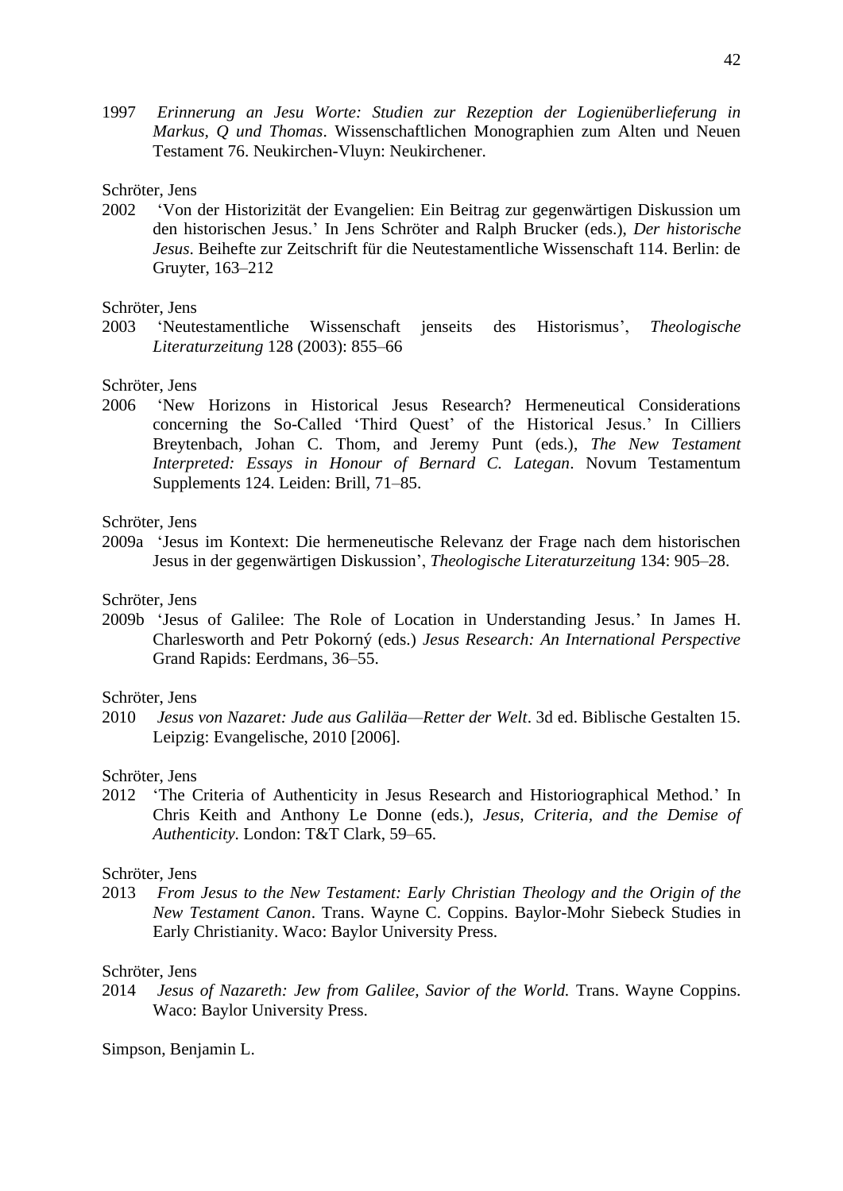1997 *Erinnerung an Jesu Worte: Studien zur Rezeption der Logienüberlieferung in Markus, Q und Thomas*. Wissenschaftlichen Monographien zum Alten und Neuen Testament 76. Neukirchen-Vluyn: Neukirchener.

Schröter, Jens

2002 'Von der Historizität der Evangelien: Ein Beitrag zur gegenwärtigen Diskussion um den historischen Jesus.' In Jens Schröter and Ralph Brucker (eds.), *Der historische Jesus*. Beihefte zur Zeitschrift für die Neutestamentliche Wissenschaft 114. Berlin: de Gruyter, 163–212

Schröter, Jens

2003 'Neutestamentliche Wissenschaft jenseits des Historismus', *Theologische Literaturzeitung* 128 (2003): 855–66

Schröter, Jens

2006 'New Horizons in Historical Jesus Research? Hermeneutical Considerations concerning the So-Called 'Third Quest' of the Historical Jesus.' In Cilliers Breytenbach, Johan C. Thom, and Jeremy Punt (eds.), *The New Testament Interpreted: Essays in Honour of Bernard C. Lategan*. Novum Testamentum Supplements 124. Leiden: Brill, 71–85.

Schröter, Jens

2009a 'Jesus im Kontext: Die hermeneutische Relevanz der Frage nach dem historischen Jesus in der gegenwärtigen Diskussion', *Theologische Literaturzeitung* 134: 905–28.

Schröter, Jens

2009b 'Jesus of Galilee: The Role of Location in Understanding Jesus.' In James H. Charlesworth and Petr Pokorný (eds.) *Jesus Research: An International Perspective* Grand Rapids: Eerdmans, 36–55.

Schröter, Jens

2010 *Jesus von Nazaret: Jude aus Galiläa—Retter der Welt*. 3d ed. Biblische Gestalten 15. Leipzig: Evangelische, 2010 [2006].

Schröter, Jens

2012 'The Criteria of Authenticity in Jesus Research and Historiographical Method.' In Chris Keith and Anthony Le Donne (eds.), *Jesus, Criteria, and the Demise of Authenticity*. London: T&T Clark, 59–65.

Schröter, Jens

2013 *From Jesus to the New Testament: Early Christian Theology and the Origin of the New Testament Canon*. Trans. Wayne C. Coppins. Baylor-Mohr Siebeck Studies in Early Christianity. Waco: Baylor University Press.

Schröter, Jens

2014 *Jesus of Nazareth: Jew from Galilee, Savior of the World.* Trans. Wayne Coppins. Waco: Baylor University Press.

Simpson, Benjamin L.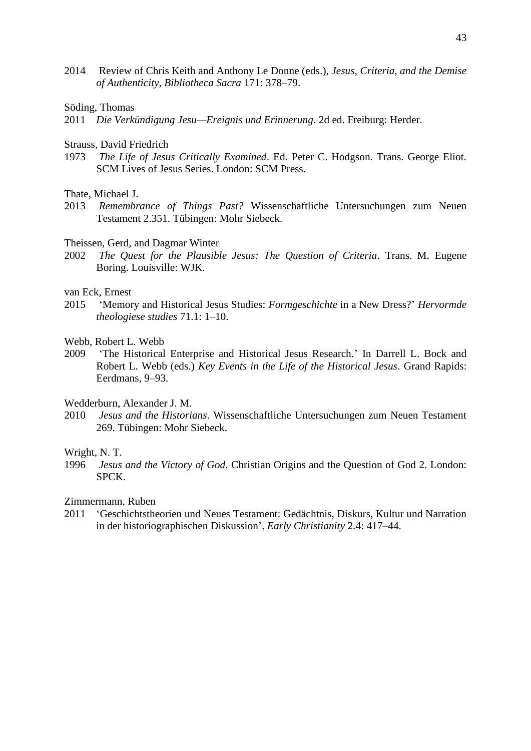2014 Review of Chris Keith and Anthony Le Donne (eds.), *Jesus, Criteria, and the Demise of Authenticity*, *Bibliotheca Sacra* 171: 378–79.

Söding, Thomas

2011 *Die Verkündigung Jesu—Ereignis und Erinnerung*. 2d ed. Freiburg: Herder.

Strauss, David Friedrich

1973 *The Life of Jesus Critically Examined*. Ed. Peter C. Hodgson. Trans. George Eliot. SCM Lives of Jesus Series. London: SCM Press.

Thate, Michael J.

2013 *Remembrance of Things Past?* Wissenschaftliche Untersuchungen zum Neuen Testament 2.351. Tübingen: Mohr Siebeck.

Theissen, Gerd, and Dagmar Winter

2002 *The Quest for the Plausible Jesus: The Question of Criteria*. Trans. M. Eugene Boring. Louisville: WJK.

van Eck, Ernest

2015 'Memory and Historical Jesus Studies: *Formgeschichte* in a New Dress?' *Hervormde theologiese studies* 71.1: 1–10.

Webb, Robert L. Webb

2009 'The Historical Enterprise and Historical Jesus Research.' In Darrell L. Bock and Robert L. Webb (eds.) *Key Events in the Life of the Historical Jesus*. Grand Rapids: Eerdmans, 9–93.

Wedderburn, Alexander J. M.

2010 *Jesus and the Historians*. Wissenschaftliche Untersuchungen zum Neuen Testament 269. Tübingen: Mohr Siebeck.

Wright, N. T.

1996 *Jesus and the Victory of God*. Christian Origins and the Question of God 2. London: SPCK.

Zimmermann, Ruben

2011 'Geschichtstheorien und Neues Testament: Gedächtnis, Diskurs, Kultur und Narration in der historiographischen Diskussion', *Early Christianity* 2.4: 417–44.